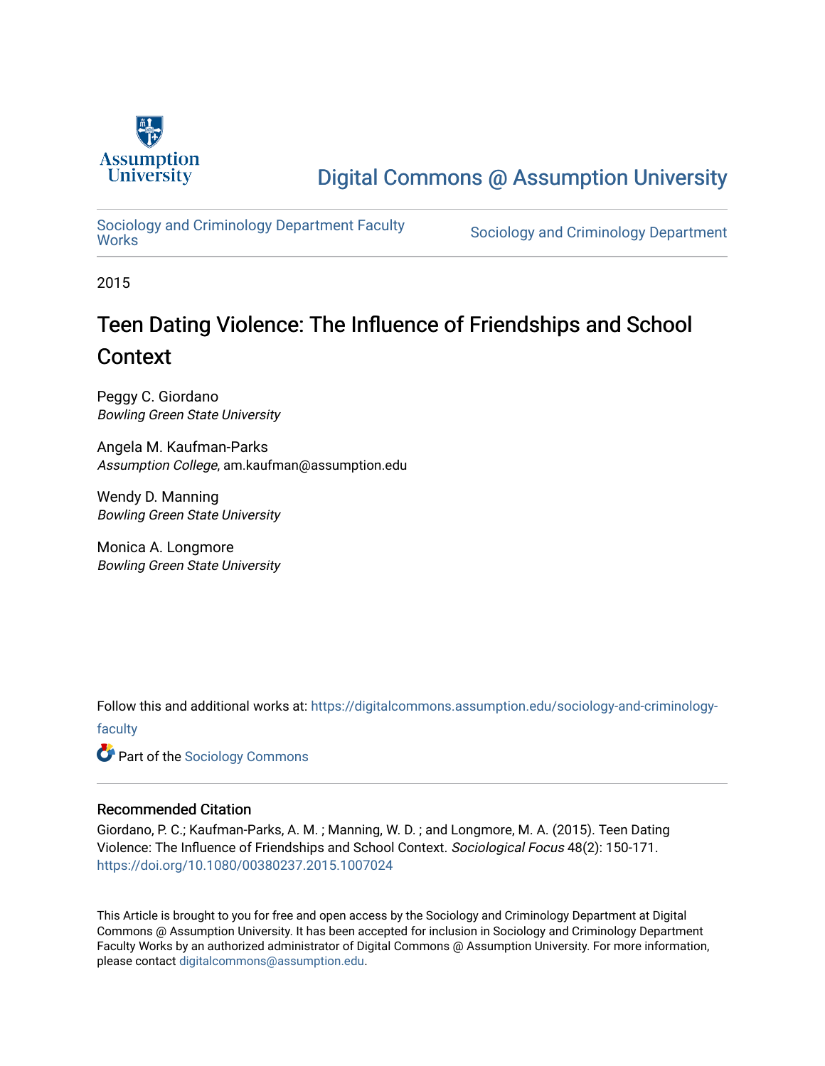Assumption University

# Digital Commons @ Assumption University

Sociology and Criminology Department Faculty Works

Sociology and Criminology Department

2015

## Teen Dating Violence: The Influence of Friendships and School Context

Peggy C. Giordano
*Bowling Green State University*

Angela M. Kaufman-Parks
*Assumption College*, am.kaufman@assumption.edu

Wendy D. Manning
*Bowling Green State University*

Monica A. Longmore
*Bowling Green State University*

Follow this and additional works at: https://digitalcommons.assumption.edu/sociology-and-criminology-faculty

Part of the Sociology Commons

### Recommended Citation

Giordano, P. C.; Kaufman-Parks, A. M. ; Manning, W. D. ; and Longmore, M. A. (2015). Teen Dating Violence: The Influence of Friendships and School Context. *Sociological Focus* 48(2): 150-171. https://doi.org/10.1080/00380237.2015.1007024

This Article is brought to you for free and open access by the Sociology and Criminology Department at Digital Commons @ Assumption University. It has been accepted for inclusion in Sociology and Criminology Department Faculty Works by an authorized administrator of Digital Commons @ Assumption University. For more information, please contact digitalcommons@assumption.edu.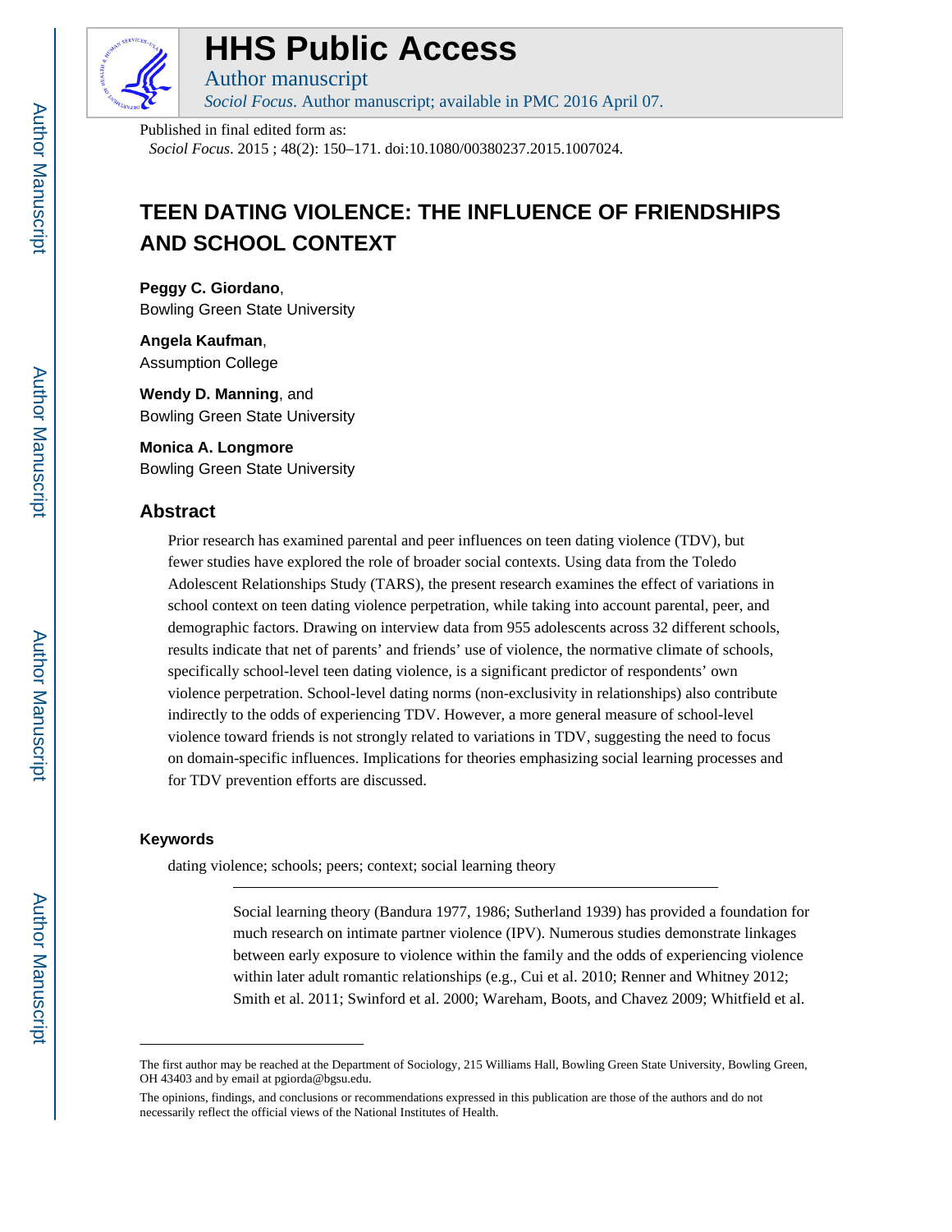# HHS Public Access

Author manuscript

*Sociol Focus*. Author manuscript; available in PMC 2016 April 07.

Published in final edited form as:

*Sociol Focus*. 2015 ; 48(2): 150–171. doi:10.1080/00380237.2015.1007024.

# TEEN DATING VIOLENCE: THE INFLUENCE OF FRIENDSHIPS AND SCHOOL CONTEXT

**Peggy C. Giordano**,
Bowling Green State University

**Angela Kaufman**,
Assumption College

**Wendy D. Manning**, and
Bowling Green State University

**Monica A. Longmore**
Bowling Green State University

## Abstract

Prior research has examined parental and peer influences on teen dating violence (TDV), but fewer studies have explored the role of broader social contexts. Using data from the Toledo Adolescent Relationships Study (TARS), the present research examines the effect of variations in school context on teen dating violence perpetration, while taking into account parental, peer, and demographic factors. Drawing on interview data from 955 adolescents across 32 different schools, results indicate that net of parents' and friends' use of violence, the normative climate of schools, specifically school-level teen dating violence, is a significant predictor of respondents' own violence perpetration. School-level dating norms (non-exclusivity in relationships) also contribute indirectly to the odds of experiencing TDV. However, a more general measure of school-level violence toward friends is not strongly related to variations in TDV, suggesting the need to focus on domain-specific influences. Implications for theories emphasizing social learning processes and for TDV prevention efforts are discussed.

### Keywords

dating violence; schools; peers; context; social learning theory

Social learning theory (Bandura 1977, 1986; Sutherland 1939) has provided a foundation for much research on intimate partner violence (IPV). Numerous studies demonstrate linkages between early exposure to violence within the family and the odds of experiencing violence within later adult romantic relationships (e.g., Cui et al. 2010; Renner and Whitney 2012; Smith et al. 2011; Swinford et al. 2000; Wareham, Boots, and Chavez 2009; Whitfield et al.

---

The first author may be reached at the Department of Sociology, 215 Williams Hall, Bowling Green State University, Bowling Green, OH 43403 and by email at pgiorda@bgsu.edu.

The opinions, findings, and conclusions or recommendations expressed in this publication are those of the authors and do not necessarily reflect the official views of the National Institutes of Health.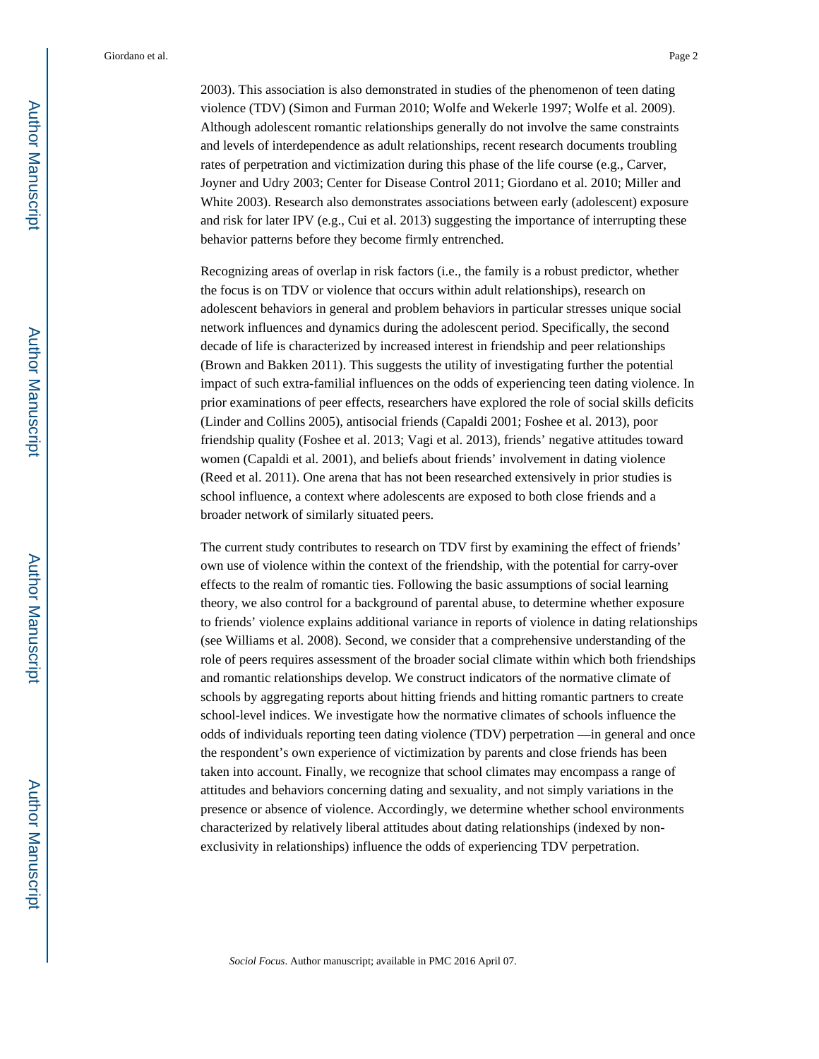2003). This association is also demonstrated in studies of the phenomenon of teen dating violence (TDV) (Simon and Furman 2010; Wolfe and Wekerle 1997; Wolfe et al. 2009). Although adolescent romantic relationships generally do not involve the same constraints and levels of interdependence as adult relationships, recent research documents troubling rates of perpetration and victimization during this phase of the life course (e.g., Carver, Joyner and Udry 2003; Center for Disease Control 2011; Giordano et al. 2010; Miller and White 2003). Research also demonstrates associations between early (adolescent) exposure and risk for later IPV (e.g., Cui et al. 2013) suggesting the importance of interrupting these behavior patterns before they become firmly entrenched.

Recognizing areas of overlap in risk factors (i.e., the family is a robust predictor, whether the focus is on TDV or violence that occurs within adult relationships), research on adolescent behaviors in general and problem behaviors in particular stresses unique social network influences and dynamics during the adolescent period. Specifically, the second decade of life is characterized by increased interest in friendship and peer relationships (Brown and Bakken 2011). This suggests the utility of investigating further the potential impact of such extra-familial influences on the odds of experiencing teen dating violence. In prior examinations of peer effects, researchers have explored the role of social skills deficits (Linder and Collins 2005), antisocial friends (Capaldi 2001; Foshee et al. 2013), poor friendship quality (Foshee et al. 2013; Vagi et al. 2013), friends' negative attitudes toward women (Capaldi et al. 2001), and beliefs about friends' involvement in dating violence (Reed et al. 2011). One arena that has not been researched extensively in prior studies is school influence, a context where adolescents are exposed to both close friends and a broader network of similarly situated peers.

The current study contributes to research on TDV first by examining the effect of friends' own use of violence within the context of the friendship, with the potential for carry-over effects to the realm of romantic ties. Following the basic assumptions of social learning theory, we also control for a background of parental abuse, to determine whether exposure to friends' violence explains additional variance in reports of violence in dating relationships (see Williams et al. 2008). Second, we consider that a comprehensive understanding of the role of peers requires assessment of the broader social climate within which both friendships and romantic relationships develop. We construct indicators of the normative climate of schools by aggregating reports about hitting friends and hitting romantic partners to create school-level indices. We investigate how the normative climates of schools influence the odds of individuals reporting teen dating violence (TDV) perpetration —in general and once the respondent's own experience of victimization by parents and close friends has been taken into account. Finally, we recognize that school climates may encompass a range of attitudes and behaviors concerning dating and sexuality, and not simply variations in the presence or absence of violence. Accordingly, we determine whether school environments characterized by relatively liberal attitudes about dating relationships (indexed by non-exclusivity in relationships) influence the odds of experiencing TDV perpetration.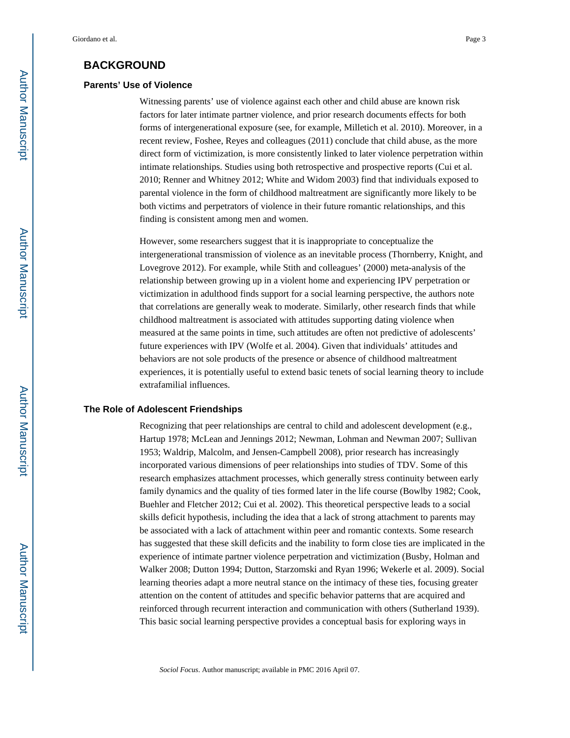## BACKGROUND

### Parents' Use of Violence

Witnessing parents' use of violence against each other and child abuse are known risk factors for later intimate partner violence, and prior research documents effects for both forms of intergenerational exposure (see, for example, Milletich et al. 2010). Moreover, in a recent review, Foshee, Reyes and colleagues (2011) conclude that child abuse, as the more direct form of victimization, is more consistently linked to later violence perpetration within intimate relationships. Studies using both retrospective and prospective reports (Cui et al. 2010; Renner and Whitney 2012; White and Widom 2003) find that individuals exposed to parental violence in the form of childhood maltreatment are significantly more likely to be both victims and perpetrators of violence in their future romantic relationships, and this finding is consistent among men and women.

However, some researchers suggest that it is inappropriate to conceptualize the intergenerational transmission of violence as an inevitable process (Thornberry, Knight, and Lovegrove 2012). For example, while Stith and colleagues' (2000) meta-analysis of the relationship between growing up in a violent home and experiencing IPV perpetration or victimization in adulthood finds support for a social learning perspective, the authors note that correlations are generally weak to moderate. Similarly, other research finds that while childhood maltreatment is associated with attitudes supporting dating violence when measured at the same points in time, such attitudes are often not predictive of adolescents' future experiences with IPV (Wolfe et al. 2004). Given that individuals' attitudes and behaviors are not sole products of the presence or absence of childhood maltreatment experiences, it is potentially useful to extend basic tenets of social learning theory to include extrafamilial influences.

### The Role of Adolescent Friendships

Recognizing that peer relationships are central to child and adolescent development (e.g., Hartup 1978; McLean and Jennings 2012; Newman, Lohman and Newman 2007; Sullivan 1953; Waldrip, Malcolm, and Jensen-Campbell 2008), prior research has increasingly incorporated various dimensions of peer relationships into studies of TDV. Some of this research emphasizes attachment processes, which generally stress continuity between early family dynamics and the quality of ties formed later in the life course (Bowlby 1982; Cook, Buehler and Fletcher 2012; Cui et al. 2002). This theoretical perspective leads to a social skills deficit hypothesis, including the idea that a lack of strong attachment to parents may be associated with a lack of attachment within peer and romantic contexts. Some research has suggested that these skill deficits and the inability to form close ties are implicated in the experience of intimate partner violence perpetration and victimization (Busby, Holman and Walker 2008; Dutton 1994; Dutton, Starzomski and Ryan 1996; Wekerle et al. 2009). Social learning theories adapt a more neutral stance on the intimacy of these ties, focusing greater attention on the content of attitudes and specific behavior patterns that are acquired and reinforced through recurrent interaction and communication with others (Sutherland 1939). This basic social learning perspective provides a conceptual basis for exploring ways in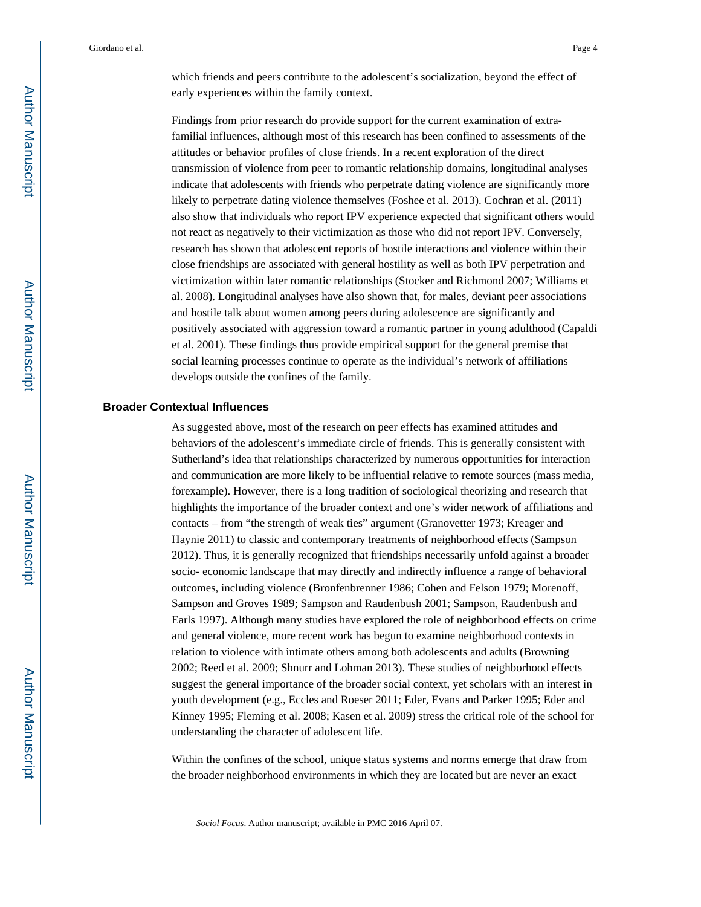which friends and peers contribute to the adolescent's socialization, beyond the effect of early experiences within the family context.

Findings from prior research do provide support for the current examination of extra-familial influences, although most of this research has been confined to assessments of the attitudes or behavior profiles of close friends. In a recent exploration of the direct transmission of violence from peer to romantic relationship domains, longitudinal analyses indicate that adolescents with friends who perpetrate dating violence are significantly more likely to perpetrate dating violence themselves (Foshee et al. 2013). Cochran et al. (2011) also show that individuals who report IPV experience expected that significant others would not react as negatively to their victimization as those who did not report IPV. Conversely, research has shown that adolescent reports of hostile interactions and violence within their close friendships are associated with general hostility as well as both IPV perpetration and victimization within later romantic relationships (Stocker and Richmond 2007; Williams et al. 2008). Longitudinal analyses have also shown that, for males, deviant peer associations and hostile talk about women among peers during adolescence are significantly and positively associated with aggression toward a romantic partner in young adulthood (Capaldi et al. 2001). These findings thus provide empirical support for the general premise that social learning processes continue to operate as the individual's network of affiliations develops outside the confines of the family.

## Broader Contextual Influences

As suggested above, most of the research on peer effects has examined attitudes and behaviors of the adolescent's immediate circle of friends. This is generally consistent with Sutherland's idea that relationships characterized by numerous opportunities for interaction and communication are more likely to be influential relative to remote sources (mass media, forexample). However, there is a long tradition of sociological theorizing and research that highlights the importance of the broader context and one's wider network of affiliations and contacts – from "the strength of weak ties" argument (Granovetter 1973; Kreager and Haynie 2011) to classic and contemporary treatments of neighborhood effects (Sampson 2012). Thus, it is generally recognized that friendships necessarily unfold against a broader socio- economic landscape that may directly and indirectly influence a range of behavioral outcomes, including violence (Bronfenbrenner 1986; Cohen and Felson 1979; Morenoff, Sampson and Groves 1989; Sampson and Raudenbush 2001; Sampson, Raudenbush and Earls 1997). Although many studies have explored the role of neighborhood effects on crime and general violence, more recent work has begun to examine neighborhood contexts in relation to violence with intimate others among both adolescents and adults (Browning 2002; Reed et al. 2009; Shnurr and Lohman 2013). These studies of neighborhood effects suggest the general importance of the broader social context, yet scholars with an interest in youth development (e.g., Eccles and Roeser 2011; Eder, Evans and Parker 1995; Eder and Kinney 1995; Fleming et al. 2008; Kasen et al. 2009) stress the critical role of the school for understanding the character of adolescent life.

Within the confines of the school, unique status systems and norms emerge that draw from the broader neighborhood environments in which they are located but are never an exact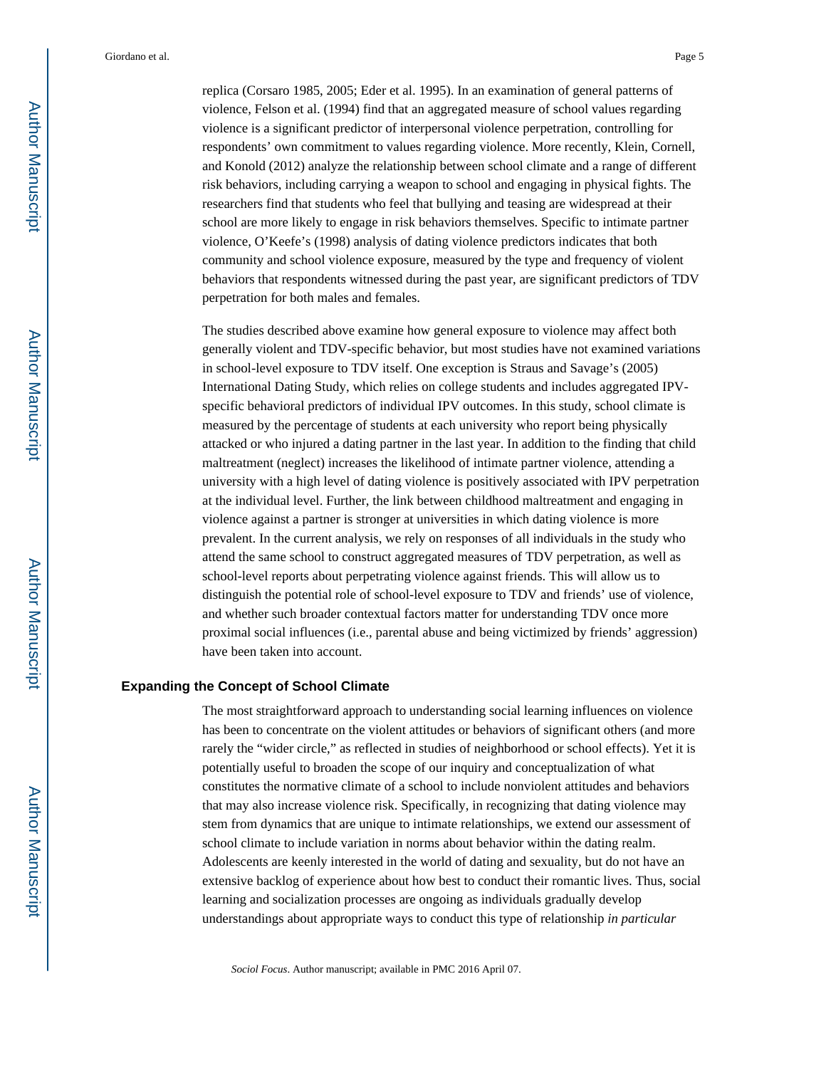replica (Corsaro 1985, 2005; Eder et al. 1995). In an examination of general patterns of violence, Felson et al. (1994) find that an aggregated measure of school values regarding violence is a significant predictor of interpersonal violence perpetration, controlling for respondents' own commitment to values regarding violence. More recently, Klein, Cornell, and Konold (2012) analyze the relationship between school climate and a range of different risk behaviors, including carrying a weapon to school and engaging in physical fights. The researchers find that students who feel that bullying and teasing are widespread at their school are more likely to engage in risk behaviors themselves. Specific to intimate partner violence, O'Keefe's (1998) analysis of dating violence predictors indicates that both community and school violence exposure, measured by the type and frequency of violent behaviors that respondents witnessed during the past year, are significant predictors of TDV perpetration for both males and females.

The studies described above examine how general exposure to violence may affect both generally violent and TDV-specific behavior, but most studies have not examined variations in school-level exposure to TDV itself. One exception is Straus and Savage's (2005) International Dating Study, which relies on college students and includes aggregated IPV-specific behavioral predictors of individual IPV outcomes. In this study, school climate is measured by the percentage of students at each university who report being physically attacked or who injured a dating partner in the last year. In addition to the finding that child maltreatment (neglect) increases the likelihood of intimate partner violence, attending a university with a high level of dating violence is positively associated with IPV perpetration at the individual level. Further, the link between childhood maltreatment and engaging in violence against a partner is stronger at universities in which dating violence is more prevalent. In the current analysis, we rely on responses of all individuals in the study who attend the same school to construct aggregated measures of TDV perpetration, as well as school-level reports about perpetrating violence against friends. This will allow us to distinguish the potential role of school-level exposure to TDV and friends' use of violence, and whether such broader contextual factors matter for understanding TDV once more proximal social influences (i.e., parental abuse and being victimized by friends' aggression) have been taken into account.

## Expanding the Concept of School Climate

The most straightforward approach to understanding social learning influences on violence has been to concentrate on the violent attitudes or behaviors of significant others (and more rarely the "wider circle," as reflected in studies of neighborhood or school effects). Yet it is potentially useful to broaden the scope of our inquiry and conceptualization of what constitutes the normative climate of a school to include nonviolent attitudes and behaviors that may also increase violence risk. Specifically, in recognizing that dating violence may stem from dynamics that are unique to intimate relationships, we extend our assessment of school climate to include variation in norms about behavior within the dating realm. Adolescents are keenly interested in the world of dating and sexuality, but do not have an extensive backlog of experience about how best to conduct their romantic lives. Thus, social learning and socialization processes are ongoing as individuals gradually develop understandings about appropriate ways to conduct this type of relationship *in particular*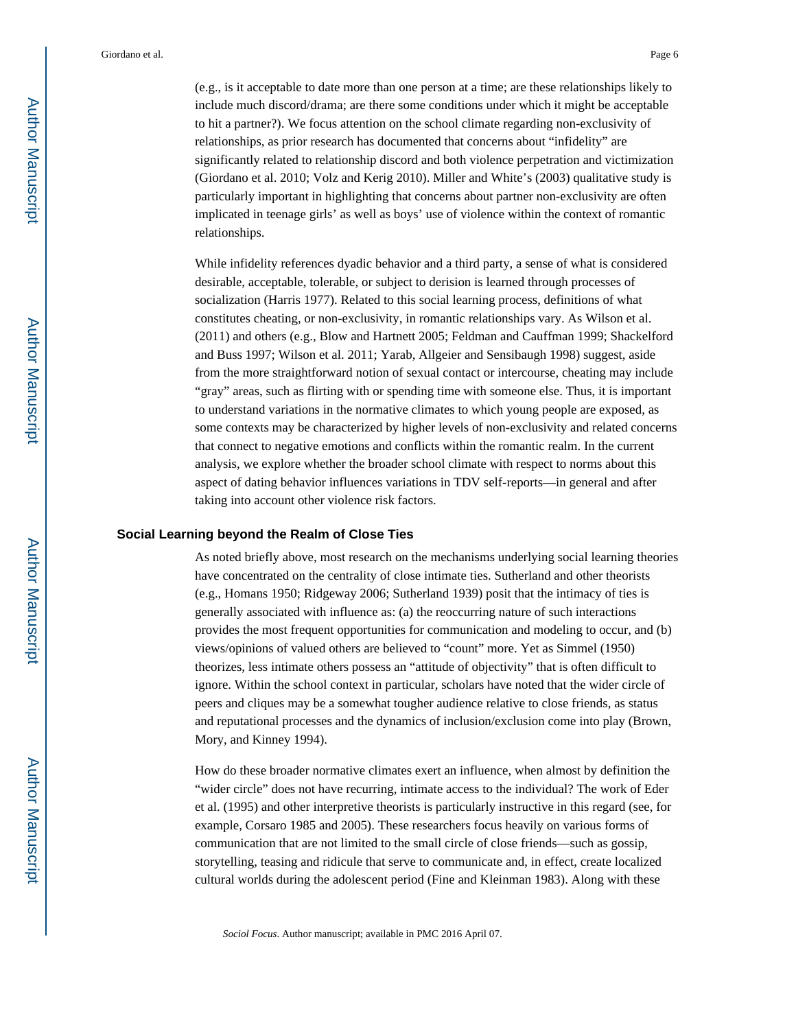(e.g., is it acceptable to date more than one person at a time; are these relationships likely to include much discord/drama; are there some conditions under which it might be acceptable to hit a partner?). We focus attention on the school climate regarding non-exclusivity of relationships, as prior research has documented that concerns about "infidelity" are significantly related to relationship discord and both violence perpetration and victimization (Giordano et al. 2010; Volz and Kerig 2010). Miller and White's (2003) qualitative study is particularly important in highlighting that concerns about partner non-exclusivity are often implicated in teenage girls' as well as boys' use of violence within the context of romantic relationships.

While infidelity references dyadic behavior and a third party, a sense of what is considered desirable, acceptable, tolerable, or subject to derision is learned through processes of socialization (Harris 1977). Related to this social learning process, definitions of what constitutes cheating, or non-exclusivity, in romantic relationships vary. As Wilson et al. (2011) and others (e.g., Blow and Hartnett 2005; Feldman and Cauffman 1999; Shackelford and Buss 1997; Wilson et al. 2011; Yarab, Allgeier and Sensibaugh 1998) suggest, aside from the more straightforward notion of sexual contact or intercourse, cheating may include "gray" areas, such as flirting with or spending time with someone else. Thus, it is important to understand variations in the normative climates to which young people are exposed, as some contexts may be characterized by higher levels of non-exclusivity and related concerns that connect to negative emotions and conflicts within the romantic realm. In the current analysis, we explore whether the broader school climate with respect to norms about this aspect of dating behavior influences variations in TDV self-reports—in general and after taking into account other violence risk factors.

## Social Learning beyond the Realm of Close Ties

As noted briefly above, most research on the mechanisms underlying social learning theories have concentrated on the centrality of close intimate ties. Sutherland and other theorists (e.g., Homans 1950; Ridgeway 2006; Sutherland 1939) posit that the intimacy of ties is generally associated with influence as: (a) the reoccurring nature of such interactions provides the most frequent opportunities for communication and modeling to occur, and (b) views/opinions of valued others are believed to "count" more. Yet as Simmel (1950) theorizes, less intimate others possess an "attitude of objectivity" that is often difficult to ignore. Within the school context in particular, scholars have noted that the wider circle of peers and cliques may be a somewhat tougher audience relative to close friends, as status and reputational processes and the dynamics of inclusion/exclusion come into play (Brown, Mory, and Kinney 1994).

How do these broader normative climates exert an influence, when almost by definition the "wider circle" does not have recurring, intimate access to the individual? The work of Eder et al. (1995) and other interpretive theorists is particularly instructive in this regard (see, for example, Corsaro 1985 and 2005). These researchers focus heavily on various forms of communication that are not limited to the small circle of close friends—such as gossip, storytelling, teasing and ridicule that serve to communicate and, in effect, create localized cultural worlds during the adolescent period (Fine and Kleinman 1983). Along with these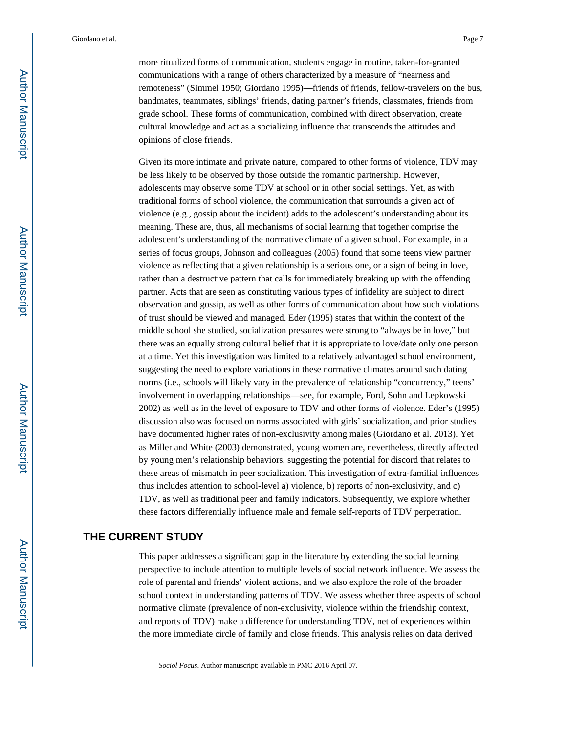more ritualized forms of communication, students engage in routine, taken-for-granted communications with a range of others characterized by a measure of "nearness and remoteness" (Simmel 1950; Giordano 1995)—friends of friends, fellow-travelers on the bus, bandmates, teammates, siblings' friends, dating partner's friends, classmates, friends from grade school. These forms of communication, combined with direct observation, create cultural knowledge and act as a socializing influence that transcends the attitudes and opinions of close friends.

Given its more intimate and private nature, compared to other forms of violence, TDV may be less likely to be observed by those outside the romantic partnership. However, adolescents may observe some TDV at school or in other social settings. Yet, as with traditional forms of school violence, the communication that surrounds a given act of violence (e.g., gossip about the incident) adds to the adolescent's understanding about its meaning. These are, thus, all mechanisms of social learning that together comprise the adolescent's understanding of the normative climate of a given school. For example, in a series of focus groups, Johnson and colleagues (2005) found that some teens view partner violence as reflecting that a given relationship is a serious one, or a sign of being in love, rather than a destructive pattern that calls for immediately breaking up with the offending partner. Acts that are seen as constituting various types of infidelity are subject to direct observation and gossip, as well as other forms of communication about how such violations of trust should be viewed and managed. Eder (1995) states that within the context of the middle school she studied, socialization pressures were strong to "always be in love," but there was an equally strong cultural belief that it is appropriate to love/date only one person at a time. Yet this investigation was limited to a relatively advantaged school environment, suggesting the need to explore variations in these normative climates around such dating norms (i.e., schools will likely vary in the prevalence of relationship "concurrency," teens' involvement in overlapping relationships—see, for example, Ford, Sohn and Lepkowski 2002) as well as in the level of exposure to TDV and other forms of violence. Eder's (1995) discussion also was focused on norms associated with girls' socialization, and prior studies have documented higher rates of non-exclusivity among males (Giordano et al. 2013). Yet as Miller and White (2003) demonstrated, young women are, nevertheless, directly affected by young men's relationship behaviors, suggesting the potential for discord that relates to these areas of mismatch in peer socialization. This investigation of extra-familial influences thus includes attention to school-level a) violence, b) reports of non-exclusivity, and c) TDV, as well as traditional peer and family indicators. Subsequently, we explore whether these factors differentially influence male and female self-reports of TDV perpetration.

## THE CURRENT STUDY

This paper addresses a significant gap in the literature by extending the social learning perspective to include attention to multiple levels of social network influence. We assess the role of parental and friends' violent actions, and we also explore the role of the broader school context in understanding patterns of TDV. We assess whether three aspects of school normative climate (prevalence of non-exclusivity, violence within the friendship context, and reports of TDV) make a difference for understanding TDV, net of experiences within the more immediate circle of family and close friends. This analysis relies on data derived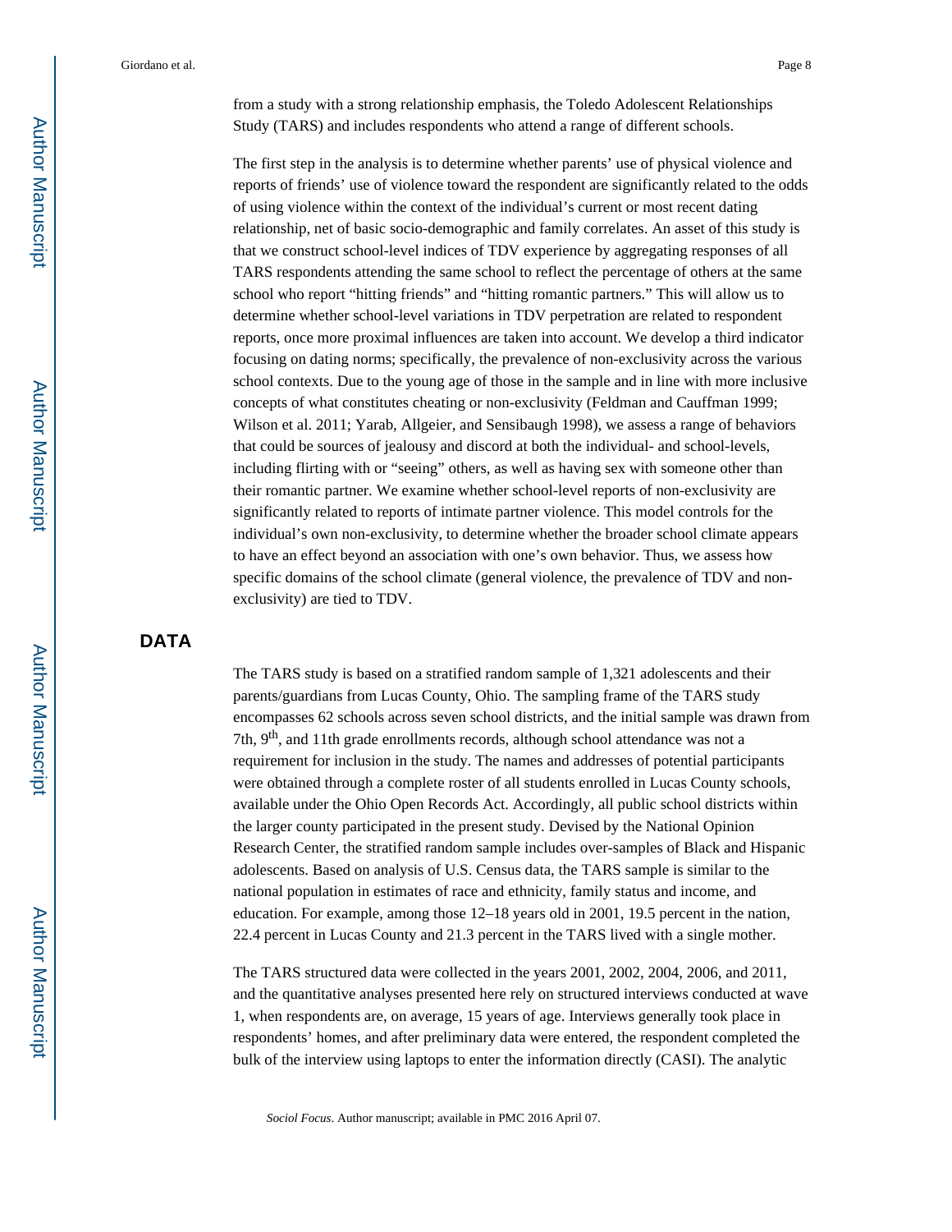from a study with a strong relationship emphasis, the Toledo Adolescent Relationships Study (TARS) and includes respondents who attend a range of different schools.

The first step in the analysis is to determine whether parents' use of physical violence and reports of friends' use of violence toward the respondent are significantly related to the odds of using violence within the context of the individual's current or most recent dating relationship, net of basic socio-demographic and family correlates. An asset of this study is that we construct school-level indices of TDV experience by aggregating responses of all TARS respondents attending the same school to reflect the percentage of others at the same school who report "hitting friends" and "hitting romantic partners." This will allow us to determine whether school-level variations in TDV perpetration are related to respondent reports, once more proximal influences are taken into account. We develop a third indicator focusing on dating norms; specifically, the prevalence of non-exclusivity across the various school contexts. Due to the young age of those in the sample and in line with more inclusive concepts of what constitutes cheating or non-exclusivity (Feldman and Cauffman 1999; Wilson et al. 2011; Yarab, Allgeier, and Sensibaugh 1998), we assess a range of behaviors that could be sources of jealousy and discord at both the individual- and school-levels, including flirting with or "seeing" others, as well as having sex with someone other than their romantic partner. We examine whether school-level reports of non-exclusivity are significantly related to reports of intimate partner violence. This model controls for the individual's own non-exclusivity, to determine whether the broader school climate appears to have an effect beyond an association with one's own behavior. Thus, we assess how specific domains of the school climate (general violence, the prevalence of TDV and non-exclusivity) are tied to TDV.

## DATA

The TARS study is based on a stratified random sample of 1,321 adolescents and their parents/guardians from Lucas County, Ohio. The sampling frame of the TARS study encompasses 62 schools across seven school districts, and the initial sample was drawn from 7th, 9th, and 11th grade enrollments records, although school attendance was not a requirement for inclusion in the study. The names and addresses of potential participants were obtained through a complete roster of all students enrolled in Lucas County schools, available under the Ohio Open Records Act. Accordingly, all public school districts within the larger county participated in the present study. Devised by the National Opinion Research Center, the stratified random sample includes over-samples of Black and Hispanic adolescents. Based on analysis of U.S. Census data, the TARS sample is similar to the national population in estimates of race and ethnicity, family status and income, and education. For example, among those 12–18 years old in 2001, 19.5 percent in the nation, 22.4 percent in Lucas County and 21.3 percent in the TARS lived with a single mother.

The TARS structured data were collected in the years 2001, 2002, 2004, 2006, and 2011, and the quantitative analyses presented here rely on structured interviews conducted at wave 1, when respondents are, on average, 15 years of age. Interviews generally took place in respondents' homes, and after preliminary data were entered, the respondent completed the bulk of the interview using laptops to enter the information directly (CASI). The analytic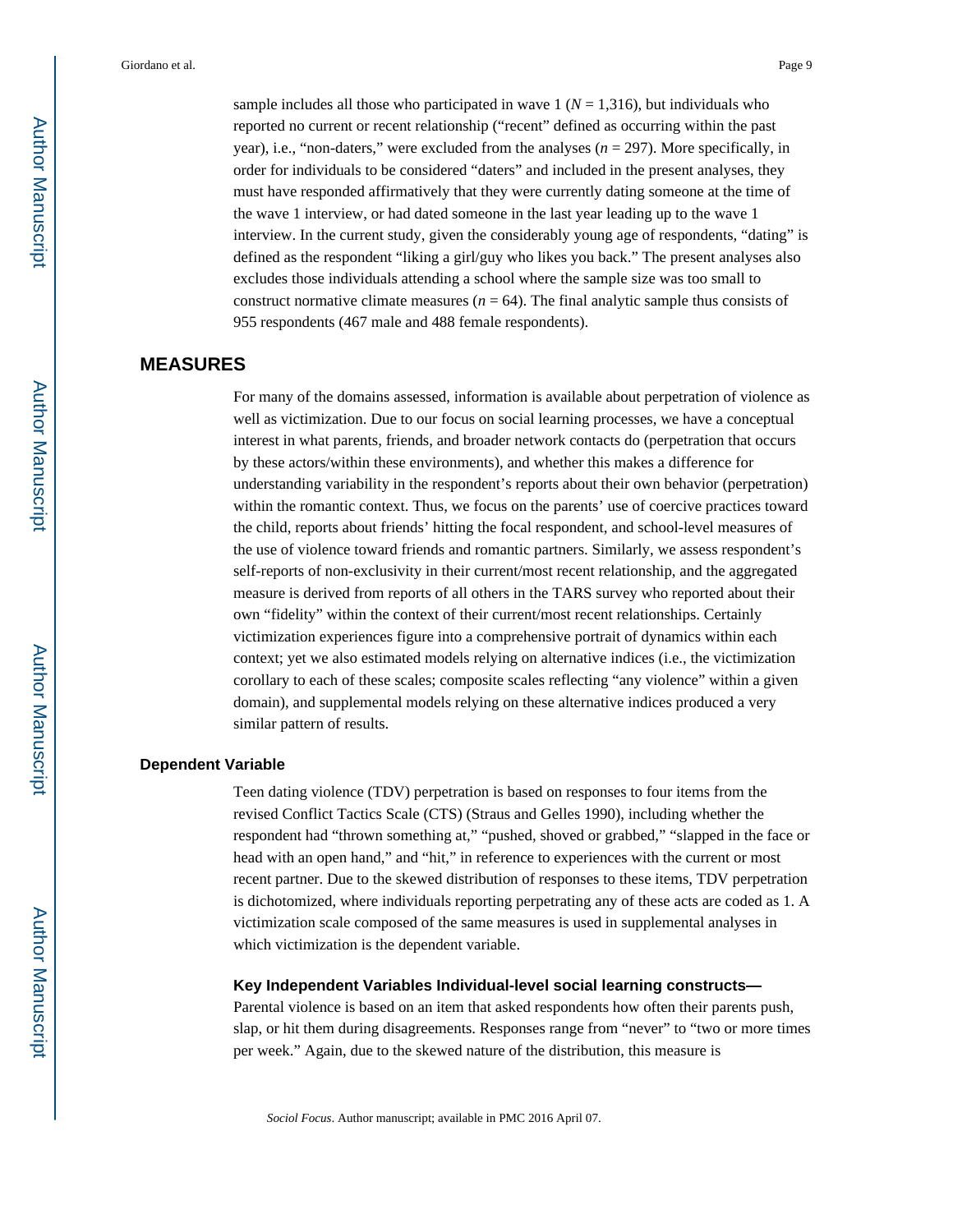sample includes all those who participated in wave 1 ($N$ = 1,316), but individuals who reported no current or recent relationship ("recent" defined as occurring within the past year), i.e., "non-daters," were excluded from the analyses ($n$ = 297). More specifically, in order for individuals to be considered "daters" and included in the present analyses, they must have responded affirmatively that they were currently dating someone at the time of the wave 1 interview, or had dated someone in the last year leading up to the wave 1 interview. In the current study, given the considerably young age of respondents, "dating" is defined as the respondent "liking a girl/guy who likes you back." The present analyses also excludes those individuals attending a school where the sample size was too small to construct normative climate measures ($n$ = 64). The final analytic sample thus consists of 955 respondents (467 male and 488 female respondents).

## MEASURES

For many of the domains assessed, information is available about perpetration of violence as well as victimization. Due to our focus on social learning processes, we have a conceptual interest in what parents, friends, and broader network contacts do (perpetration that occurs by these actors/within these environments), and whether this makes a difference for understanding variability in the respondent's reports about their own behavior (perpetration) within the romantic context. Thus, we focus on the parents' use of coercive practices toward the child, reports about friends' hitting the focal respondent, and school-level measures of the use of violence toward friends and romantic partners. Similarly, we assess respondent's self-reports of non-exclusivity in their current/most recent relationship, and the aggregated measure is derived from reports of all others in the TARS survey who reported about their own "fidelity" within the context of their current/most recent relationships. Certainly victimization experiences figure into a comprehensive portrait of dynamics within each context; yet we also estimated models relying on alternative indices (i.e., the victimization corollary to each of these scales; composite scales reflecting "any violence" within a given domain), and supplemental models relying on these alternative indices produced a very similar pattern of results.

### Dependent Variable

Teen dating violence (TDV) perpetration is based on responses to four items from the revised Conflict Tactics Scale (CTS) (Straus and Gelles 1990), including whether the respondent had "thrown something at," "pushed, shoved or grabbed," "slapped in the face or head with an open hand," and "hit," in reference to experiences with the current or most recent partner. Due to the skewed distribution of responses to these items, TDV perpetration is dichotomized, where individuals reporting perpetrating any of these acts are coded as 1. A victimization scale composed of the same measures is used in supplemental analyses in which victimization is the dependent variable.

#### Key Independent Variables Individual-level social learning constructs—

Parental violence is based on an item that asked respondents how often their parents push, slap, or hit them during disagreements. Responses range from "never" to "two or more times per week." Again, due to the skewed nature of the distribution, this measure is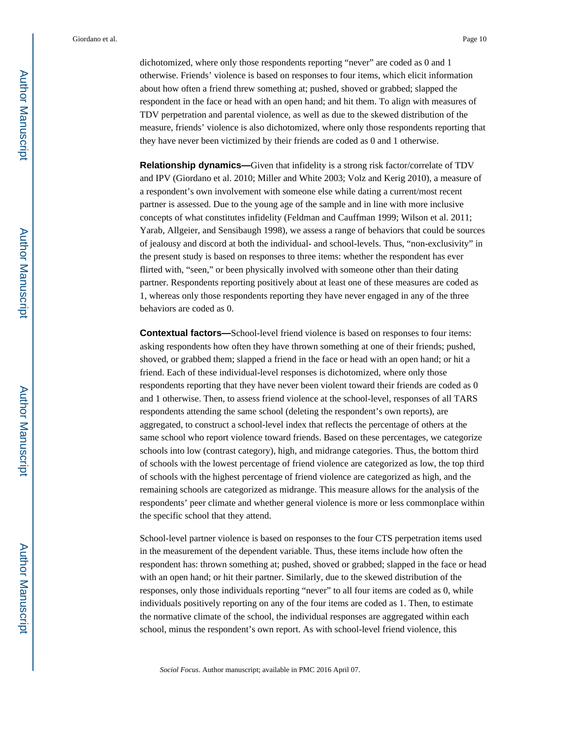dichotomized, where only those respondents reporting "never" are coded as 0 and 1 otherwise. Friends' violence is based on responses to four items, which elicit information about how often a friend threw something at; pushed, shoved or grabbed; slapped the respondent in the face or head with an open hand; and hit them. To align with measures of TDV perpetration and parental violence, as well as due to the skewed distribution of the measure, friends' violence is also dichotomized, where only those respondents reporting that they have never been victimized by their friends are coded as 0 and 1 otherwise.

**Relationship dynamics—**Given that infidelity is a strong risk factor/correlate of TDV and IPV (Giordano et al. 2010; Miller and White 2003; Volz and Kerig 2010), a measure of a respondent's own involvement with someone else while dating a current/most recent partner is assessed. Due to the young age of the sample and in line with more inclusive concepts of what constitutes infidelity (Feldman and Cauffman 1999; Wilson et al. 2011; Yarab, Allgeier, and Sensibaugh 1998), we assess a range of behaviors that could be sources of jealousy and discord at both the individual- and school-levels. Thus, "non-exclusivity" in the present study is based on responses to three items: whether the respondent has ever flirted with, "seen," or been physically involved with someone other than their dating partner. Respondents reporting positively about at least one of these measures are coded as 1, whereas only those respondents reporting they have never engaged in any of the three behaviors are coded as 0.

**Contextual factors—**School-level friend violence is based on responses to four items: asking respondents how often they have thrown something at one of their friends; pushed, shoved, or grabbed them; slapped a friend in the face or head with an open hand; or hit a friend. Each of these individual-level responses is dichotomized, where only those respondents reporting that they have never been violent toward their friends are coded as 0 and 1 otherwise. Then, to assess friend violence at the school-level, responses of all TARS respondents attending the same school (deleting the respondent's own reports), are aggregated, to construct a school-level index that reflects the percentage of others at the same school who report violence toward friends. Based on these percentages, we categorize schools into low (contrast category), high, and midrange categories. Thus, the bottom third of schools with the lowest percentage of friend violence are categorized as low, the top third of schools with the highest percentage of friend violence are categorized as high, and the remaining schools are categorized as midrange. This measure allows for the analysis of the respondents' peer climate and whether general violence is more or less commonplace within the specific school that they attend.

School-level partner violence is based on responses to the four CTS perpetration items used in the measurement of the dependent variable. Thus, these items include how often the respondent has: thrown something at; pushed, shoved or grabbed; slapped in the face or head with an open hand; or hit their partner. Similarly, due to the skewed distribution of the responses, only those individuals reporting "never" to all four items are coded as 0, while individuals positively reporting on any of the four items are coded as 1. Then, to estimate the normative climate of the school, the individual responses are aggregated within each school, minus the respondent's own report. As with school-level friend violence, this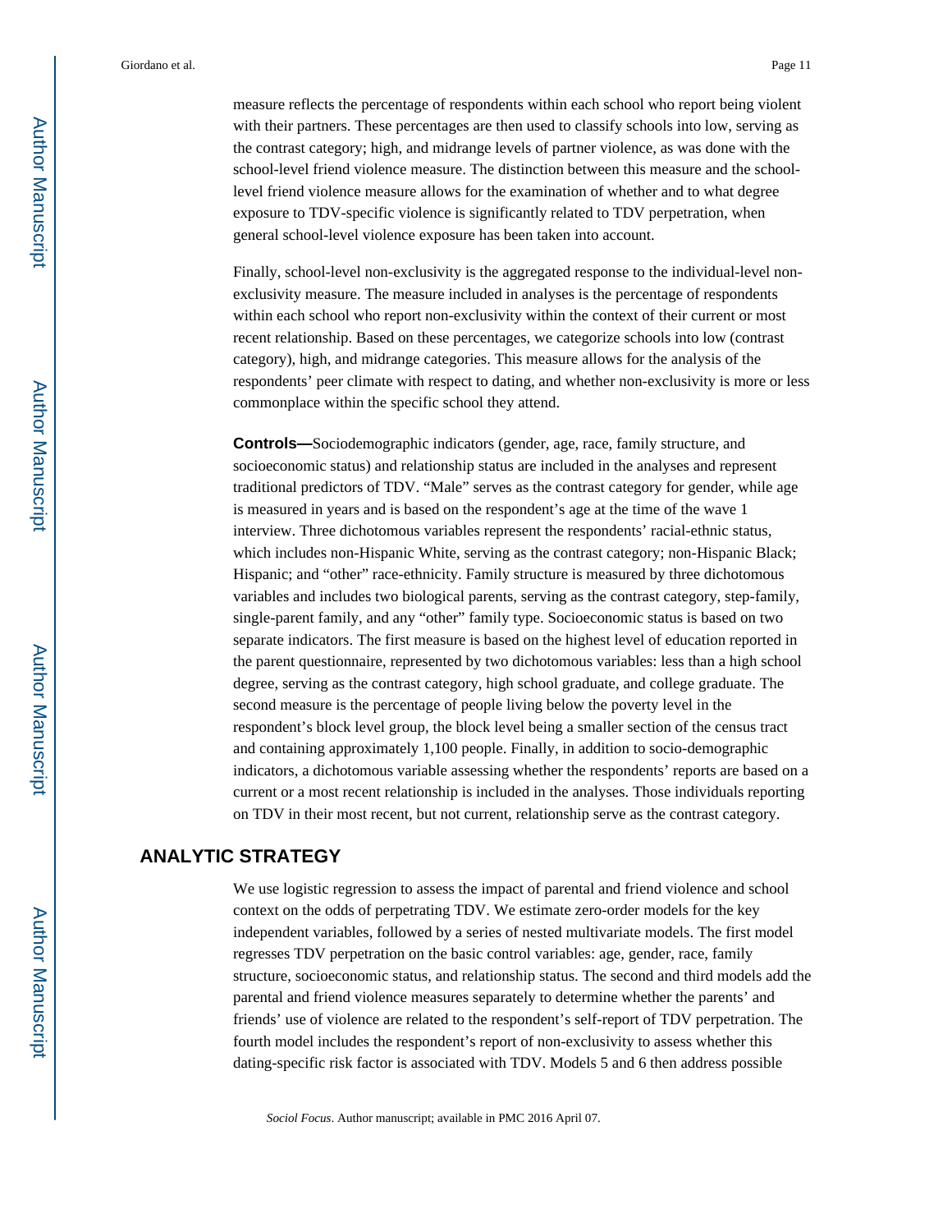measure reflects the percentage of respondents within each school who report being violent with their partners. These percentages are then used to classify schools into low, serving as the contrast category; high, and midrange levels of partner violence, as was done with the school-level friend violence measure. The distinction between this measure and the school-level friend violence measure allows for the examination of whether and to what degree exposure to TDV-specific violence is significantly related to TDV perpetration, when general school-level violence exposure has been taken into account.

Finally, school-level non-exclusivity is the aggregated response to the individual-level non-exclusivity measure. The measure included in analyses is the percentage of respondents within each school who report non-exclusivity within the context of their current or most recent relationship. Based on these percentages, we categorize schools into low (contrast category), high, and midrange categories. This measure allows for the analysis of the respondents' peer climate with respect to dating, and whether non-exclusivity is more or less commonplace within the specific school they attend.

**Controls—**Sociodemographic indicators (gender, age, race, family structure, and socioeconomic status) and relationship status are included in the analyses and represent traditional predictors of TDV. "Male" serves as the contrast category for gender, while age is measured in years and is based on the respondent's age at the time of the wave 1 interview. Three dichotomous variables represent the respondents' racial-ethnic status, which includes non-Hispanic White, serving as the contrast category; non-Hispanic Black; Hispanic; and "other" race-ethnicity. Family structure is measured by three dichotomous variables and includes two biological parents, serving as the contrast category, step-family, single-parent family, and any "other" family type. Socioeconomic status is based on two separate indicators. The first measure is based on the highest level of education reported in the parent questionnaire, represented by two dichotomous variables: less than a high school degree, serving as the contrast category, high school graduate, and college graduate. The second measure is the percentage of people living below the poverty level in the respondent's block level group, the block level being a smaller section of the census tract and containing approximately 1,100 people. Finally, in addition to socio-demographic indicators, a dichotomous variable assessing whether the respondents' reports are based on a current or a most recent relationship is included in the analyses. Those individuals reporting on TDV in their most recent, but not current, relationship serve as the contrast category.

## ANALYTIC STRATEGY

We use logistic regression to assess the impact of parental and friend violence and school context on the odds of perpetrating TDV. We estimate zero-order models for the key independent variables, followed by a series of nested multivariate models. The first model regresses TDV perpetration on the basic control variables: age, gender, race, family structure, socioeconomic status, and relationship status. The second and third models add the parental and friend violence measures separately to determine whether the parents' and friends' use of violence are related to the respondent's self-report of TDV perpetration. The fourth model includes the respondent's report of non-exclusivity to assess whether this dating-specific risk factor is associated with TDV. Models 5 and 6 then address possible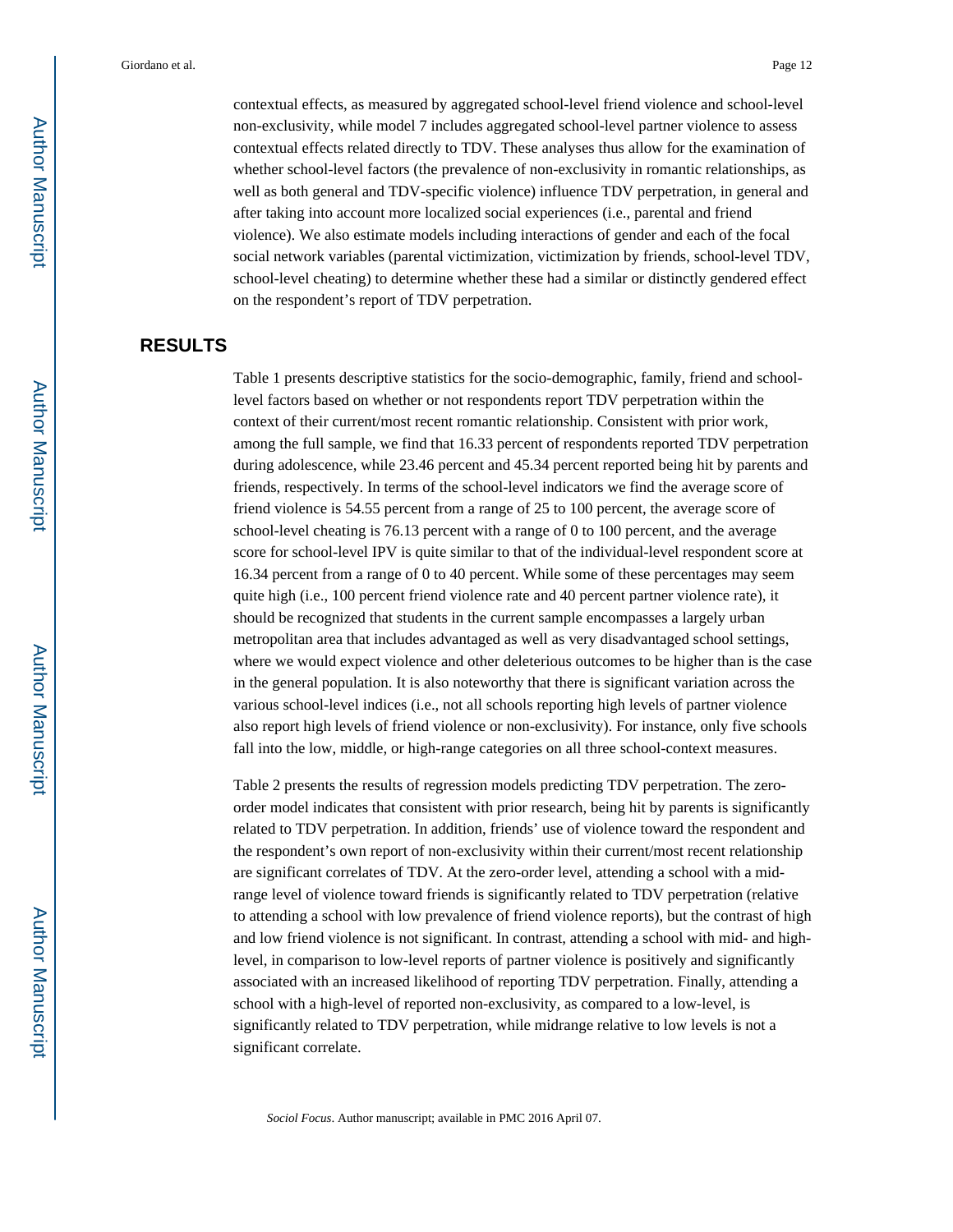contextual effects, as measured by aggregated school-level friend violence and school-level non-exclusivity, while model 7 includes aggregated school-level partner violence to assess contextual effects related directly to TDV. These analyses thus allow for the examination of whether school-level factors (the prevalence of non-exclusivity in romantic relationships, as well as both general and TDV-specific violence) influence TDV perpetration, in general and after taking into account more localized social experiences (i.e., parental and friend violence). We also estimate models including interactions of gender and each of the focal social network variables (parental victimization, victimization by friends, school-level TDV, school-level cheating) to determine whether these had a similar or distinctly gendered effect on the respondent's report of TDV perpetration.

## RESULTS

Table 1 presents descriptive statistics for the socio-demographic, family, friend and school-level factors based on whether or not respondents report TDV perpetration within the context of their current/most recent romantic relationship. Consistent with prior work, among the full sample, we find that 16.33 percent of respondents reported TDV perpetration during adolescence, while 23.46 percent and 45.34 percent reported being hit by parents and friends, respectively. In terms of the school-level indicators we find the average score of friend violence is 54.55 percent from a range of 25 to 100 percent, the average score of school-level cheating is 76.13 percent with a range of 0 to 100 percent, and the average score for school-level IPV is quite similar to that of the individual-level respondent score at 16.34 percent from a range of 0 to 40 percent. While some of these percentages may seem quite high (i.e., 100 percent friend violence rate and 40 percent partner violence rate), it should be recognized that students in the current sample encompasses a largely urban metropolitan area that includes advantaged as well as very disadvantaged school settings, where we would expect violence and other deleterious outcomes to be higher than is the case in the general population. It is also noteworthy that there is significant variation across the various school-level indices (i.e., not all schools reporting high levels of partner violence also report high levels of friend violence or non-exclusivity). For instance, only five schools fall into the low, middle, or high-range categories on all three school-context measures.

Table 2 presents the results of regression models predicting TDV perpetration. The zero-order model indicates that consistent with prior research, being hit by parents is significantly related to TDV perpetration. In addition, friends' use of violence toward the respondent and the respondent's own report of non-exclusivity within their current/most recent relationship are significant correlates of TDV. At the zero-order level, attending a school with a mid-range level of violence toward friends is significantly related to TDV perpetration (relative to attending a school with low prevalence of friend violence reports), but the contrast of high and low friend violence is not significant. In contrast, attending a school with mid- and high-level, in comparison to low-level reports of partner violence is positively and significantly associated with an increased likelihood of reporting TDV perpetration. Finally, attending a school with a high-level of reported non-exclusivity, as compared to a low-level, is significantly related to TDV perpetration, while midrange relative to low levels is not a significant correlate.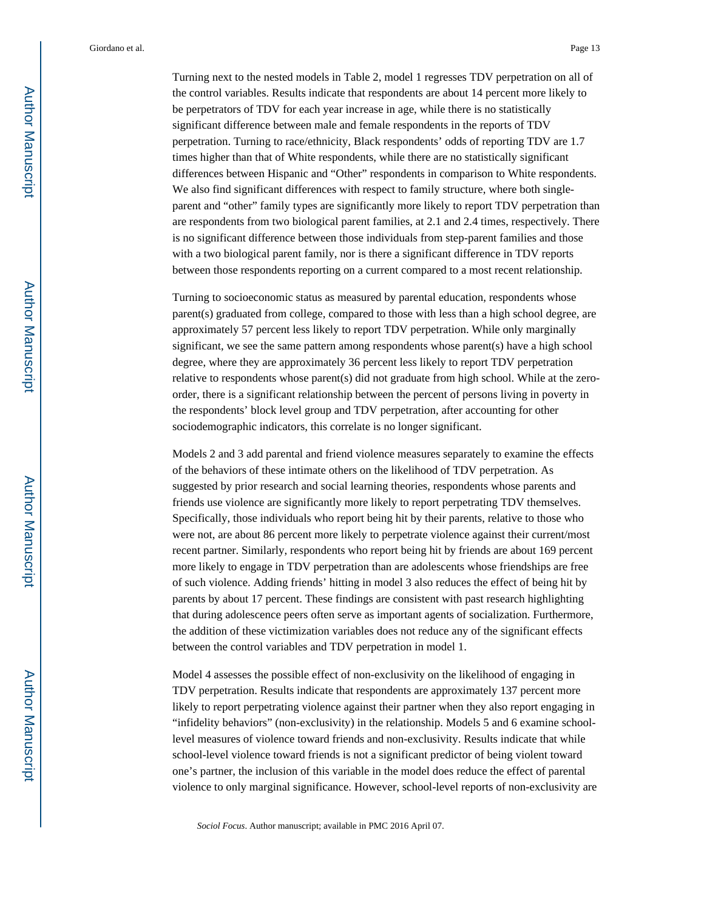Turning next to the nested models in Table 2, model 1 regresses TDV perpetration on all of the control variables. Results indicate that respondents are about 14 percent more likely to be perpetrators of TDV for each year increase in age, while there is no statistically significant difference between male and female respondents in the reports of TDV perpetration. Turning to race/ethnicity, Black respondents' odds of reporting TDV are 1.7 times higher than that of White respondents, while there are no statistically significant differences between Hispanic and "Other" respondents in comparison to White respondents. We also find significant differences with respect to family structure, where both single-parent and "other" family types are significantly more likely to report TDV perpetration than are respondents from two biological parent families, at 2.1 and 2.4 times, respectively. There is no significant difference between those individuals from step-parent families and those with a two biological parent family, nor is there a significant difference in TDV reports between those respondents reporting on a current compared to a most recent relationship.

Turning to socioeconomic status as measured by parental education, respondents whose parent(s) graduated from college, compared to those with less than a high school degree, are approximately 57 percent less likely to report TDV perpetration. While only marginally significant, we see the same pattern among respondents whose parent(s) have a high school degree, where they are approximately 36 percent less likely to report TDV perpetration relative to respondents whose parent(s) did not graduate from high school. While at the zero-order, there is a significant relationship between the percent of persons living in poverty in the respondents' block level group and TDV perpetration, after accounting for other sociodemographic indicators, this correlate is no longer significant.

Models 2 and 3 add parental and friend violence measures separately to examine the effects of the behaviors of these intimate others on the likelihood of TDV perpetration. As suggested by prior research and social learning theories, respondents whose parents and friends use violence are significantly more likely to report perpetrating TDV themselves. Specifically, those individuals who report being hit by their parents, relative to those who were not, are about 86 percent more likely to perpetrate violence against their current/most recent partner. Similarly, respondents who report being hit by friends are about 169 percent more likely to engage in TDV perpetration than are adolescents whose friendships are free of such violence. Adding friends' hitting in model 3 also reduces the effect of being hit by parents by about 17 percent. These findings are consistent with past research highlighting that during adolescence peers often serve as important agents of socialization. Furthermore, the addition of these victimization variables does not reduce any of the significant effects between the control variables and TDV perpetration in model 1.

Model 4 assesses the possible effect of non-exclusivity on the likelihood of engaging in TDV perpetration. Results indicate that respondents are approximately 137 percent more likely to report perpetrating violence against their partner when they also report engaging in "infidelity behaviors" (non-exclusivity) in the relationship. Models 5 and 6 examine school-level measures of violence toward friends and non-exclusivity. Results indicate that while school-level violence toward friends is not a significant predictor of being violent toward one's partner, the inclusion of this variable in the model does reduce the effect of parental violence to only marginal significance. However, school-level reports of non-exclusivity are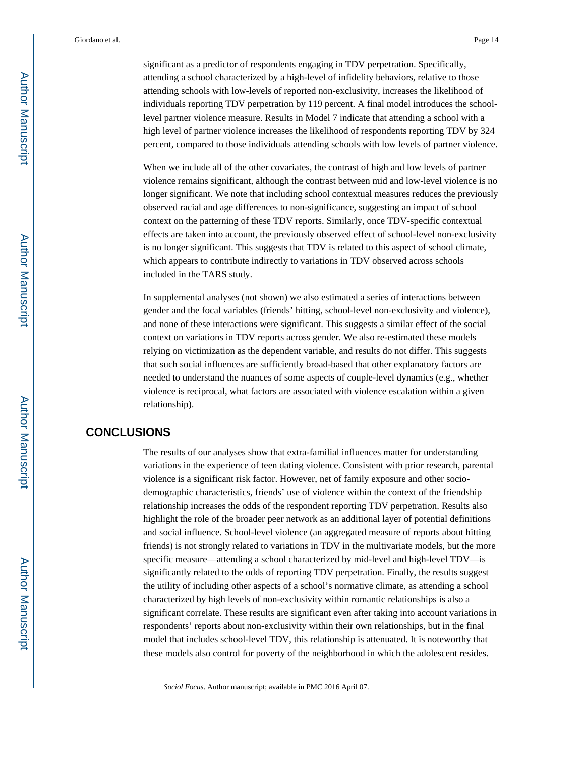significant as a predictor of respondents engaging in TDV perpetration. Specifically, attending a school characterized by a high-level of infidelity behaviors, relative to those attending schools with low-levels of reported non-exclusivity, increases the likelihood of individuals reporting TDV perpetration by 119 percent. A final model introduces the school-level partner violence measure. Results in Model 7 indicate that attending a school with a high level of partner violence increases the likelihood of respondents reporting TDV by 324 percent, compared to those individuals attending schools with low levels of partner violence.

When we include all of the other covariates, the contrast of high and low levels of partner violence remains significant, although the contrast between mid and low-level violence is no longer significant. We note that including school contextual measures reduces the previously observed racial and age differences to non-significance, suggesting an impact of school context on the patterning of these TDV reports. Similarly, once TDV-specific contextual effects are taken into account, the previously observed effect of school-level non-exclusivity is no longer significant. This suggests that TDV is related to this aspect of school climate, which appears to contribute indirectly to variations in TDV observed across schools included in the TARS study.

In supplemental analyses (not shown) we also estimated a series of interactions between gender and the focal variables (friends' hitting, school-level non-exclusivity and violence), and none of these interactions were significant. This suggests a similar effect of the social context on variations in TDV reports across gender. We also re-estimated these models relying on victimization as the dependent variable, and results do not differ. This suggests that such social influences are sufficiently broad-based that other explanatory factors are needed to understand the nuances of some aspects of couple-level dynamics (e.g., whether violence is reciprocal, what factors are associated with violence escalation within a given relationship).

## CONCLUSIONS

The results of our analyses show that extra-familial influences matter for understanding variations in the experience of teen dating violence. Consistent with prior research, parental violence is a significant risk factor. However, net of family exposure and other socio-demographic characteristics, friends' use of violence within the context of the friendship relationship increases the odds of the respondent reporting TDV perpetration. Results also highlight the role of the broader peer network as an additional layer of potential definitions and social influence. School-level violence (an aggregated measure of reports about hitting friends) is not strongly related to variations in TDV in the multivariate models, but the more specific measure—attending a school characterized by mid-level and high-level TDV—is significantly related to the odds of reporting TDV perpetration. Finally, the results suggest the utility of including other aspects of a school's normative climate, as attending a school characterized by high levels of non-exclusivity within romantic relationships is also a significant correlate. These results are significant even after taking into account variations in respondents' reports about non-exclusivity within their own relationships, but in the final model that includes school-level TDV, this relationship is attenuated. It is noteworthy that these models also control for poverty of the neighborhood in which the adolescent resides.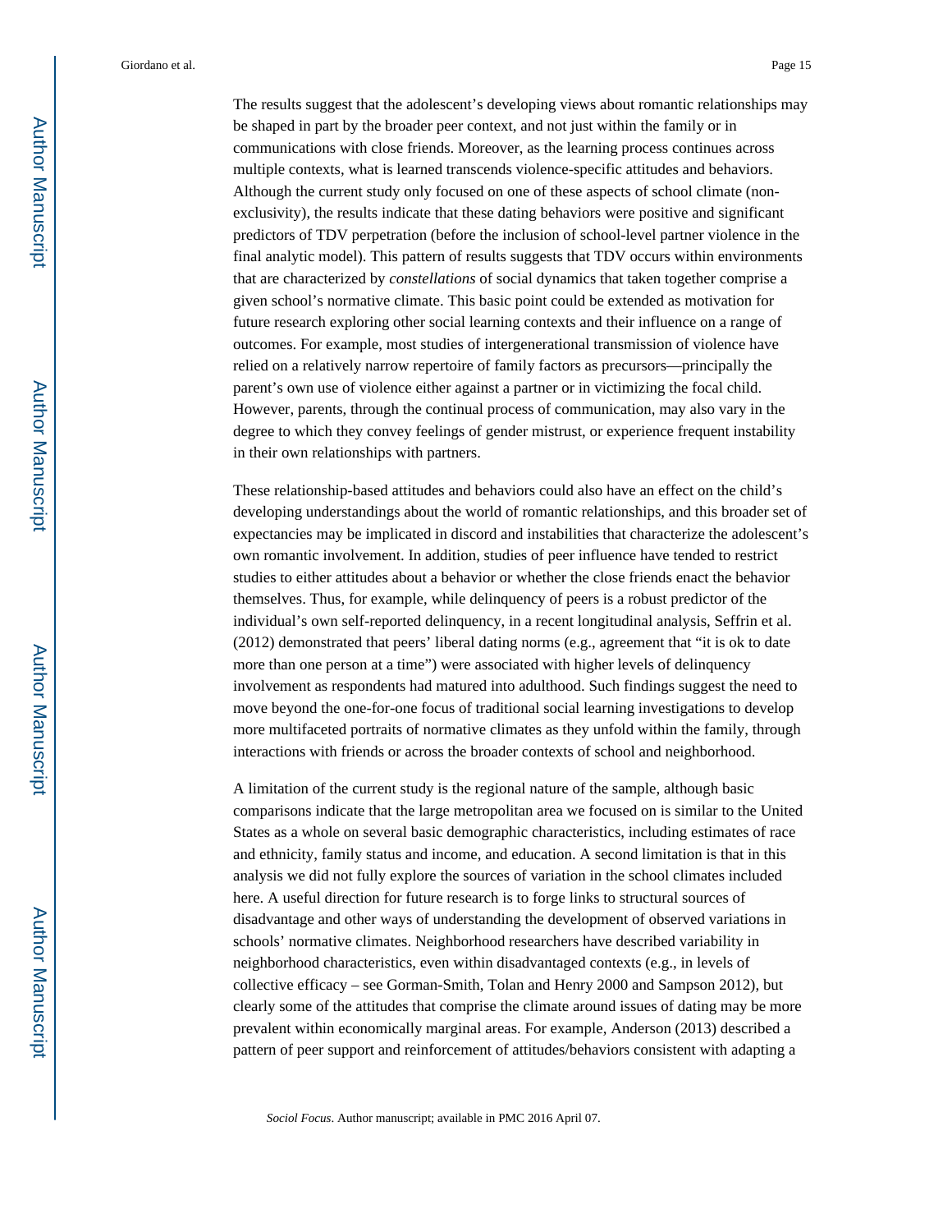The results suggest that the adolescent's developing views about romantic relationships may be shaped in part by the broader peer context, and not just within the family or in communications with close friends. Moreover, as the learning process continues across multiple contexts, what is learned transcends violence-specific attitudes and behaviors. Although the current study only focused on one of these aspects of school climate (non-exclusivity), the results indicate that these dating behaviors were positive and significant predictors of TDV perpetration (before the inclusion of school-level partner violence in the final analytic model). This pattern of results suggests that TDV occurs within environments that are characterized by *constellations* of social dynamics that taken together comprise a given school's normative climate. This basic point could be extended as motivation for future research exploring other social learning contexts and their influence on a range of outcomes. For example, most studies of intergenerational transmission of violence have relied on a relatively narrow repertoire of family factors as precursors—principally the parent's own use of violence either against a partner or in victimizing the focal child. However, parents, through the continual process of communication, may also vary in the degree to which they convey feelings of gender mistrust, or experience frequent instability in their own relationships with partners.

These relationship-based attitudes and behaviors could also have an effect on the child's developing understandings about the world of romantic relationships, and this broader set of expectancies may be implicated in discord and instabilities that characterize the adolescent's own romantic involvement. In addition, studies of peer influence have tended to restrict studies to either attitudes about a behavior or whether the close friends enact the behavior themselves. Thus, for example, while delinquency of peers is a robust predictor of the individual's own self-reported delinquency, in a recent longitudinal analysis, Seffrin et al. (2012) demonstrated that peers' liberal dating norms (e.g., agreement that "it is ok to date more than one person at a time") were associated with higher levels of delinquency involvement as respondents had matured into adulthood. Such findings suggest the need to move beyond the one-for-one focus of traditional social learning investigations to develop more multifaceted portraits of normative climates as they unfold within the family, through interactions with friends or across the broader contexts of school and neighborhood.

A limitation of the current study is the regional nature of the sample, although basic comparisons indicate that the large metropolitan area we focused on is similar to the United States as a whole on several basic demographic characteristics, including estimates of race and ethnicity, family status and income, and education. A second limitation is that in this analysis we did not fully explore the sources of variation in the school climates included here. A useful direction for future research is to forge links to structural sources of disadvantage and other ways of understanding the development of observed variations in schools' normative climates. Neighborhood researchers have described variability in neighborhood characteristics, even within disadvantaged contexts (e.g., in levels of collective efficacy – see Gorman-Smith, Tolan and Henry 2000 and Sampson 2012), but clearly some of the attitudes that comprise the climate around issues of dating may be more prevalent within economically marginal areas. For example, Anderson (2013) described a pattern of peer support and reinforcement of attitudes/behaviors consistent with adapting a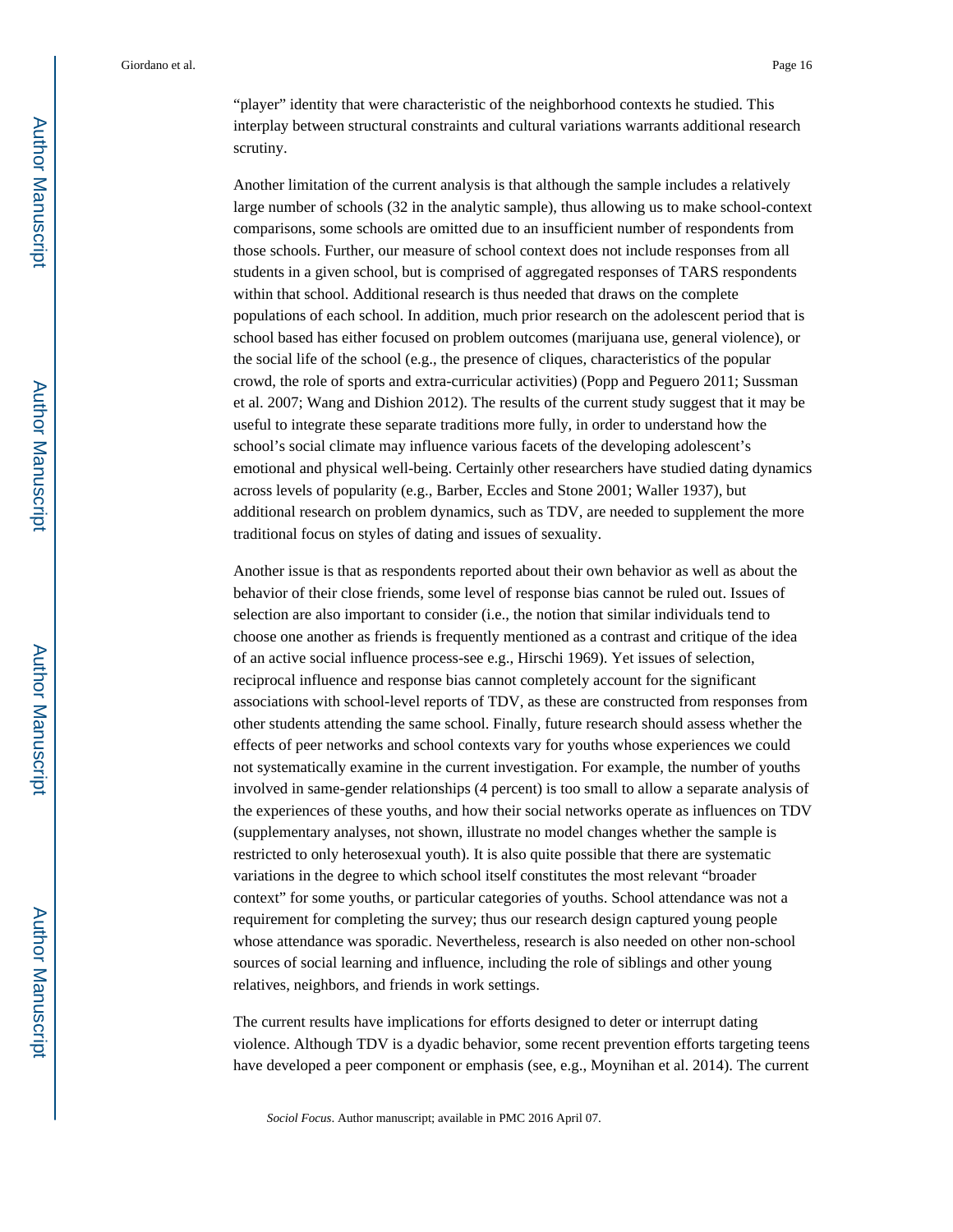"player" identity that were characteristic of the neighborhood contexts he studied. This interplay between structural constraints and cultural variations warrants additional research scrutiny.

Another limitation of the current analysis is that although the sample includes a relatively large number of schools (32 in the analytic sample), thus allowing us to make school-context comparisons, some schools are omitted due to an insufficient number of respondents from those schools. Further, our measure of school context does not include responses from all students in a given school, but is comprised of aggregated responses of TARS respondents within that school. Additional research is thus needed that draws on the complete populations of each school. In addition, much prior research on the adolescent period that is school based has either focused on problem outcomes (marijuana use, general violence), or the social life of the school (e.g., the presence of cliques, characteristics of the popular crowd, the role of sports and extra-curricular activities) (Popp and Peguero 2011; Sussman et al. 2007; Wang and Dishion 2012). The results of the current study suggest that it may be useful to integrate these separate traditions more fully, in order to understand how the school's social climate may influence various facets of the developing adolescent's emotional and physical well-being. Certainly other researchers have studied dating dynamics across levels of popularity (e.g., Barber, Eccles and Stone 2001; Waller 1937), but additional research on problem dynamics, such as TDV, are needed to supplement the more traditional focus on styles of dating and issues of sexuality.

Another issue is that as respondents reported about their own behavior as well as about the behavior of their close friends, some level of response bias cannot be ruled out. Issues of selection are also important to consider (i.e., the notion that similar individuals tend to choose one another as friends is frequently mentioned as a contrast and critique of the idea of an active social influence process-see e.g., Hirschi 1969). Yet issues of selection, reciprocal influence and response bias cannot completely account for the significant associations with school-level reports of TDV, as these are constructed from responses from other students attending the same school. Finally, future research should assess whether the effects of peer networks and school contexts vary for youths whose experiences we could not systematically examine in the current investigation. For example, the number of youths involved in same-gender relationships (4 percent) is too small to allow a separate analysis of the experiences of these youths, and how their social networks operate as influences on TDV (supplementary analyses, not shown, illustrate no model changes whether the sample is restricted to only heterosexual youth). It is also quite possible that there are systematic variations in the degree to which school itself constitutes the most relevant "broader context" for some youths, or particular categories of youths. School attendance was not a requirement for completing the survey; thus our research design captured young people whose attendance was sporadic. Nevertheless, research is also needed on other non-school sources of social learning and influence, including the role of siblings and other young relatives, neighbors, and friends in work settings.

The current results have implications for efforts designed to deter or interrupt dating violence. Although TDV is a dyadic behavior, some recent prevention efforts targeting teens have developed a peer component or emphasis (see, e.g., Moynihan et al. 2014). The current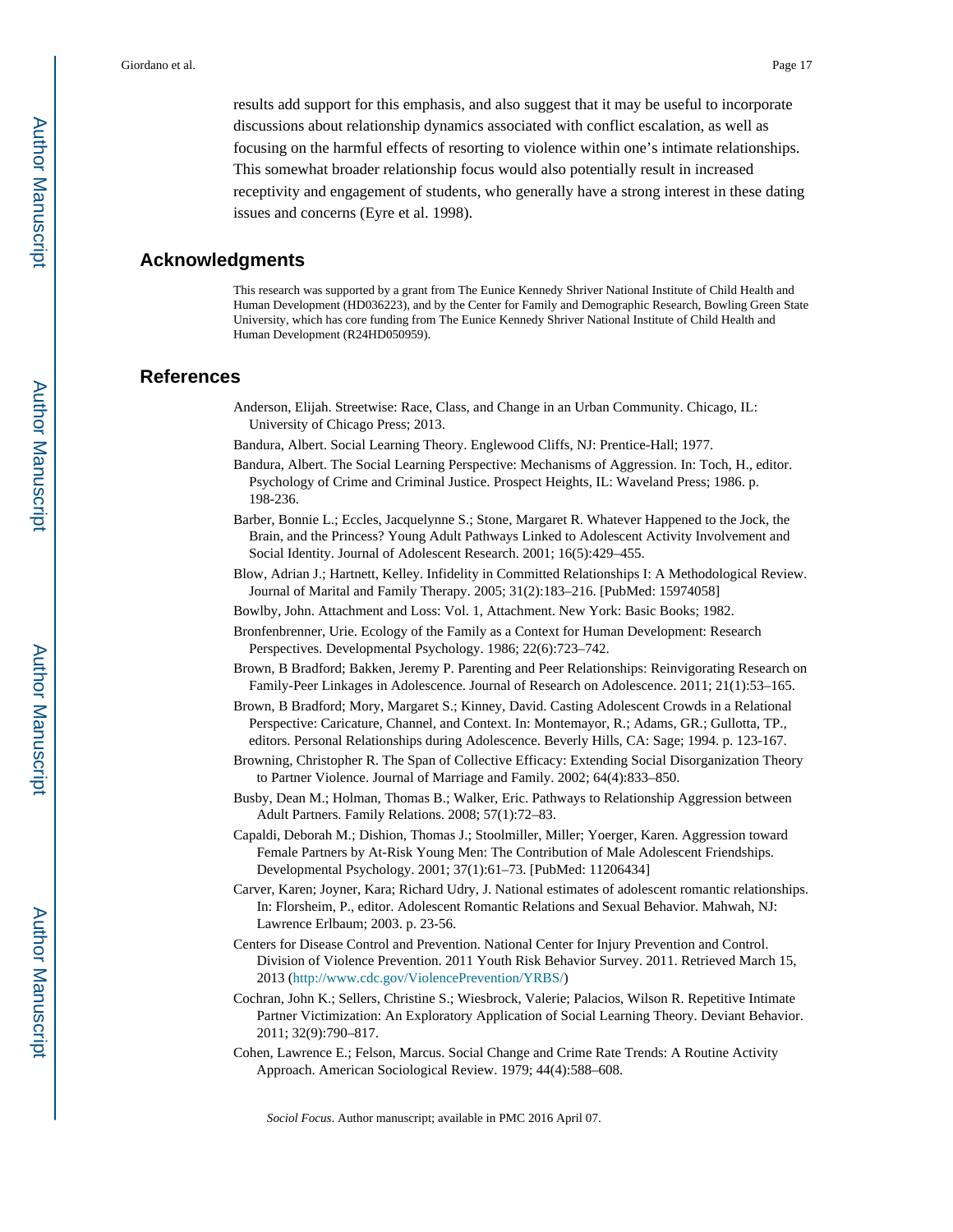results add support for this emphasis, and also suggest that it may be useful to incorporate discussions about relationship dynamics associated with conflict escalation, as well as focusing on the harmful effects of resorting to violence within one's intimate relationships. This somewhat broader relationship focus would also potentially result in increased receptivity and engagement of students, who generally have a strong interest in these dating issues and concerns (Eyre et al. 1998).

## Acknowledgments

This research was supported by a grant from The Eunice Kennedy Shriver National Institute of Child Health and Human Development (HD036223), and by the Center for Family and Demographic Research, Bowling Green State University, which has core funding from The Eunice Kennedy Shriver National Institute of Child Health and Human Development (R24HD050959).

## References

Anderson, Elijah. Streetwise: Race, Class, and Change in an Urban Community. Chicago, IL: University of Chicago Press; 2013.

Bandura, Albert. Social Learning Theory. Englewood Cliffs, NJ: Prentice-Hall; 1977.

Bandura, Albert. The Social Learning Perspective: Mechanisms of Aggression. In: Toch, H., editor. Psychology of Crime and Criminal Justice. Prospect Heights, IL: Waveland Press; 1986. p. 198-236.

Barber, Bonnie L.; Eccles, Jacquelynne S.; Stone, Margaret R. Whatever Happened to the Jock, the Brain, and the Princess? Young Adult Pathways Linked to Adolescent Activity Involvement and Social Identity. Journal of Adolescent Research. 2001; 16(5):429–455.

Blow, Adrian J.; Hartnett, Kelley. Infidelity in Committed Relationships I: A Methodological Review. Journal of Marital and Family Therapy. 2005; 31(2):183–216. [PubMed: 15974058]

Bowlby, John. Attachment and Loss: Vol. 1, Attachment. New York: Basic Books; 1982.

Bronfenbrenner, Urie. Ecology of the Family as a Context for Human Development: Research Perspectives. Developmental Psychology. 1986; 22(6):723–742.

Brown, B Bradford; Bakken, Jeremy P. Parenting and Peer Relationships: Reinvigorating Research on Family-Peer Linkages in Adolescence. Journal of Research on Adolescence. 2011; 21(1):53–165.

Brown, B Bradford; Mory, Margaret S.; Kinney, David. Casting Adolescent Crowds in a Relational Perspective: Caricature, Channel, and Context. In: Montemayor, R.; Adams, GR.; Gullotta, TP., editors. Personal Relationships during Adolescence. Beverly Hills, CA: Sage; 1994. p. 123-167.

Browning, Christopher R. The Span of Collective Efficacy: Extending Social Disorganization Theory to Partner Violence. Journal of Marriage and Family. 2002; 64(4):833–850.

Busby, Dean M.; Holman, Thomas B.; Walker, Eric. Pathways to Relationship Aggression between Adult Partners. Family Relations. 2008; 57(1):72–83.

Capaldi, Deborah M.; Dishion, Thomas J.; Stoolmiller, Miller; Yoerger, Karen. Aggression toward Female Partners by At-Risk Young Men: The Contribution of Male Adolescent Friendships. Developmental Psychology. 2001; 37(1):61–73. [PubMed: 11206434]

Carver, Karen; Joyner, Kara; Richard Udry, J. National estimates of adolescent romantic relationships. In: Florsheim, P., editor. Adolescent Romantic Relations and Sexual Behavior. Mahwah, NJ: Lawrence Erlbaum; 2003. p. 23-56.

Centers for Disease Control and Prevention. National Center for Injury Prevention and Control. Division of Violence Prevention. 2011 Youth Risk Behavior Survey. 2011. Retrieved March 15, 2013 (http://www.cdc.gov/ViolencePrevention/YRBS/)

Cochran, John K.; Sellers, Christine S.; Wiesbrock, Valerie; Palacios, Wilson R. Repetitive Intimate Partner Victimization: An Exploratory Application of Social Learning Theory. Deviant Behavior. 2011; 32(9):790–817.

Cohen, Lawrence E.; Felson, Marcus. Social Change and Crime Rate Trends: A Routine Activity Approach. American Sociological Review. 1979; 44(4):588–608.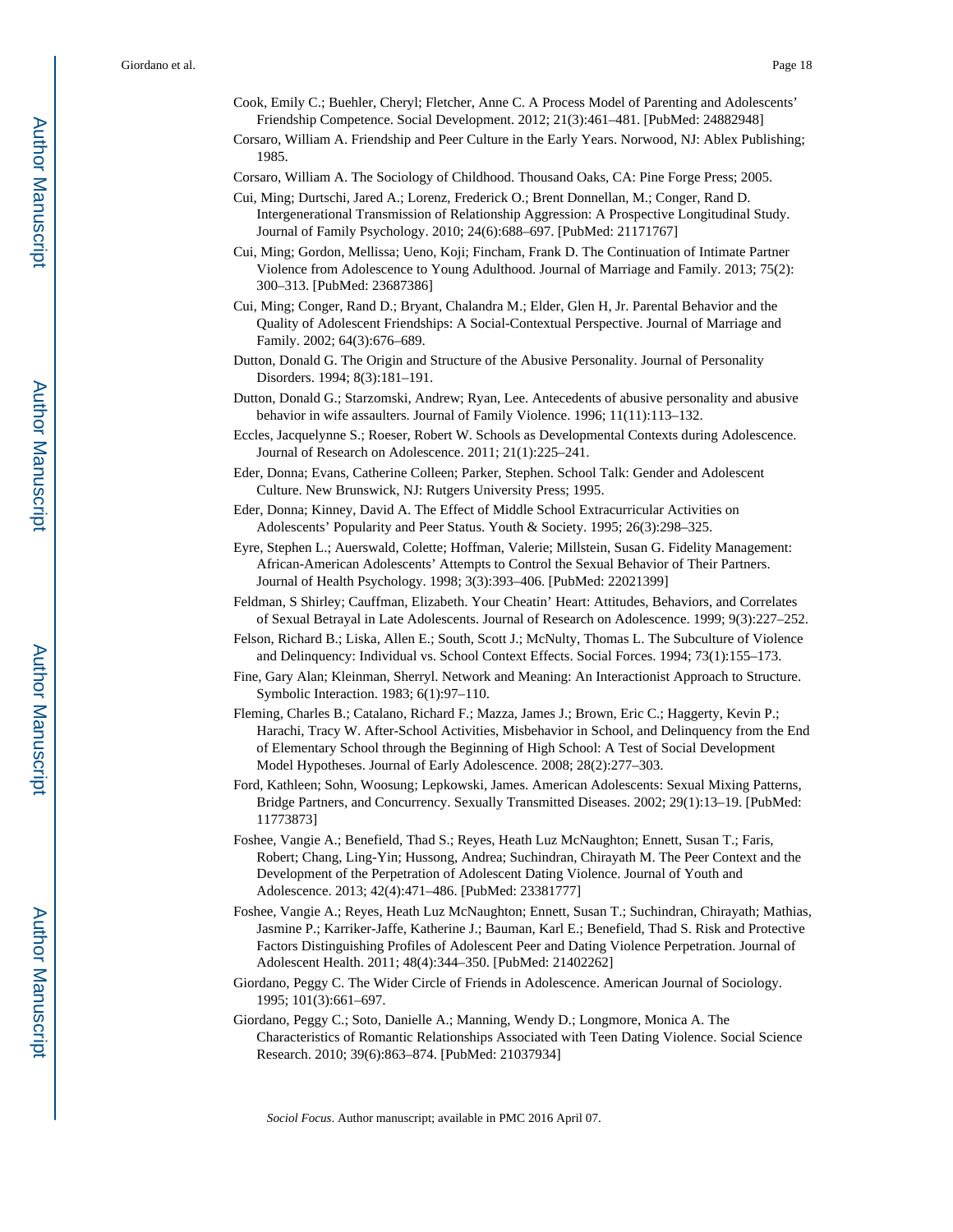Cook, Emily C.; Buehler, Cheryl; Fletcher, Anne C. A Process Model of Parenting and Adolescents' Friendship Competence. Social Development. 2012; 21(3):461–481. [PubMed: 24882948]

Corsaro, William A. Friendship and Peer Culture in the Early Years. Norwood, NJ: Ablex Publishing; 1985.

Corsaro, William A. The Sociology of Childhood. Thousand Oaks, CA: Pine Forge Press; 2005.

Cui, Ming; Durtschi, Jared A.; Lorenz, Frederick O.; Brent Donnellan, M.; Conger, Rand D. Intergenerational Transmission of Relationship Aggression: A Prospective Longitudinal Study. Journal of Family Psychology. 2010; 24(6):688–697. [PubMed: 21171767]

Cui, Ming; Gordon, Mellissa; Ueno, Koji; Fincham, Frank D. The Continuation of Intimate Partner Violence from Adolescence to Young Adulthood. Journal of Marriage and Family. 2013; 75(2): 300–313. [PubMed: 23687386]

Cui, Ming; Conger, Rand D.; Bryant, Chalandra M.; Elder, Glen H, Jr. Parental Behavior and the Quality of Adolescent Friendships: A Social-Contextual Perspective. Journal of Marriage and Family. 2002; 64(3):676–689.

Dutton, Donald G. The Origin and Structure of the Abusive Personality. Journal of Personality Disorders. 1994; 8(3):181–191.

Dutton, Donald G.; Starzomski, Andrew; Ryan, Lee. Antecedents of abusive personality and abusive behavior in wife assaulters. Journal of Family Violence. 1996; 11(11):113–132.

Eccles, Jacquelynne S.; Roeser, Robert W. Schools as Developmental Contexts during Adolescence. Journal of Research on Adolescence. 2011; 21(1):225–241.

Eder, Donna; Evans, Catherine Colleen; Parker, Stephen. School Talk: Gender and Adolescent Culture. New Brunswick, NJ: Rutgers University Press; 1995.

Eder, Donna; Kinney, David A. The Effect of Middle School Extracurricular Activities on Adolescents' Popularity and Peer Status. Youth & Society. 1995; 26(3):298–325.

Eyre, Stephen L.; Auerswald, Colette; Hoffman, Valerie; Millstein, Susan G. Fidelity Management: African-American Adolescents' Attempts to Control the Sexual Behavior of Their Partners. Journal of Health Psychology. 1998; 3(3):393–406. [PubMed: 22021399]

Feldman, S Shirley; Cauffman, Elizabeth. Your Cheatin' Heart: Attitudes, Behaviors, and Correlates of Sexual Betrayal in Late Adolescents. Journal of Research on Adolescence. 1999; 9(3):227–252.

Felson, Richard B.; Liska, Allen E.; South, Scott J.; McNulty, Thomas L. The Subculture of Violence and Delinquency: Individual vs. School Context Effects. Social Forces. 1994; 73(1):155–173.

Fine, Gary Alan; Kleinman, Sherryl. Network and Meaning: An Interactionist Approach to Structure. Symbolic Interaction. 1983; 6(1):97–110.

Fleming, Charles B.; Catalano, Richard F.; Mazza, James J.; Brown, Eric C.; Haggerty, Kevin P.; Harachi, Tracy W. After-School Activities, Misbehavior in School, and Delinquency from the End of Elementary School through the Beginning of High School: A Test of Social Development Model Hypotheses. Journal of Early Adolescence. 2008; 28(2):277–303.

Ford, Kathleen; Sohn, Woosung; Lepkowski, James. American Adolescents: Sexual Mixing Patterns, Bridge Partners, and Concurrency. Sexually Transmitted Diseases. 2002; 29(1):13–19. [PubMed: 11773873]

Foshee, Vangie A.; Benefield, Thad S.; Reyes, Heath Luz McNaughton; Ennett, Susan T.; Faris, Robert; Chang, Ling-Yin; Hussong, Andrea; Suchindran, Chirayath M. The Peer Context and the Development of the Perpetration of Adolescent Dating Violence. Journal of Youth and Adolescence. 2013; 42(4):471–486. [PubMed: 23381777]

Foshee, Vangie A.; Reyes, Heath Luz McNaughton; Ennett, Susan T.; Suchindran, Chirayath; Mathias, Jasmine P.; Karriker-Jaffe, Katherine J.; Bauman, Karl E.; Benefield, Thad S. Risk and Protective Factors Distinguishing Profiles of Adolescent Peer and Dating Violence Perpetration. Journal of Adolescent Health. 2011; 48(4):344–350. [PubMed: 21402262]

Giordano, Peggy C. The Wider Circle of Friends in Adolescence. American Journal of Sociology. 1995; 101(3):661–697.

Giordano, Peggy C.; Soto, Danielle A.; Manning, Wendy D.; Longmore, Monica A. The Characteristics of Romantic Relationships Associated with Teen Dating Violence. Social Science Research. 2010; 39(6):863–874. [PubMed: 21037934]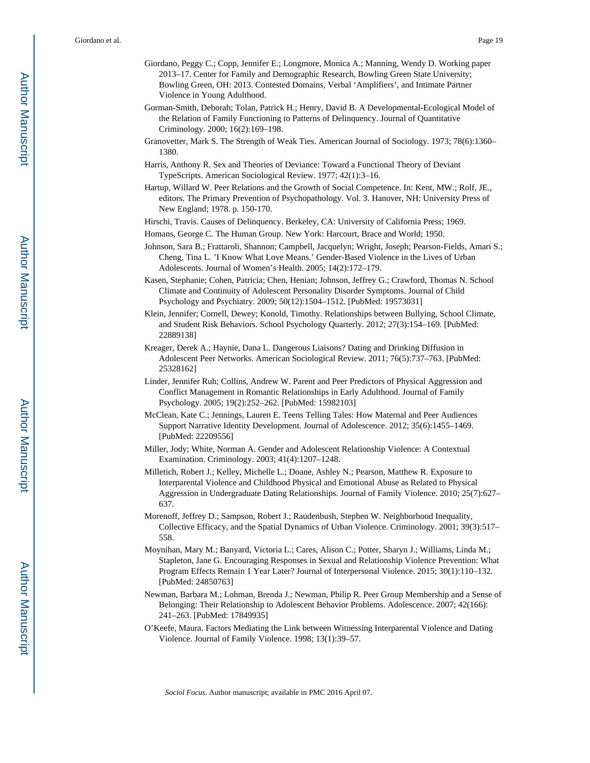Giordano, Peggy C.; Copp, Jennifer E.; Longmore, Monica A.; Manning, Wendy D. Working paper 2013–17. Center for Family and Demographic Research, Bowling Green State University; Bowling Green, OH: 2013. Contested Domains, Verbal 'Amplifiers', and Intimate Partner Violence in Young Adulthood.

Gorman-Smith, Deborah; Tolan, Patrick H.; Henry, David B. A Developmental-Ecological Model of the Relation of Family Functioning to Patterns of Delinquency. Journal of Quantitative Criminology. 2000; 16(2):169–198.

Granovetter, Mark S. The Strength of Weak Ties. American Journal of Sociology. 1973; 78(6):1360–1380.

Harris, Anthony R. Sex and Theories of Deviance: Toward a Functional Theory of Deviant TypeScripts. American Sociological Review. 1977; 42(1):3–16.

Hartup, Willard W. Peer Relations and the Growth of Social Competence. In: Kent, MW.; Rolf, JE., editors. The Primary Prevention of Psychopathology. Vol. 3. Hanover, NH: University Press of New England; 1978. p. 150-170.

Hirschi, Travis. Causes of Delinquency. Berkeley, CA: University of California Press; 1969.

Homans, George C. The Human Group. New York: Harcourt, Brace and World; 1950.

Johnson, Sara B.; Frattaroli, Shannon; Campbell, Jacquelyn; Wright, Joseph; Pearson-Fields, Amari S.; Cheng, Tina L. 'I Know What Love Means.' Gender-Based Violence in the Lives of Urban Adolescents. Journal of Women's Health. 2005; 14(2):172–179.

Kasen, Stephanie; Cohen, Patricia; Chen, Henian; Johnson, Jeffrey G.; Crawford, Thomas N. School Climate and Continuity of Adolescent Personality Disorder Symptoms. Journal of Child Psychology and Psychiatry. 2009; 50(12):1504–1512. [PubMed: 19573031]

Klein, Jennifer; Cornell, Dewey; Konold, Timothy. Relationships between Bullying, School Climate, and Student Risk Behaviors. School Psychology Quarterly. 2012; 27(3):154–169. [PubMed: 22889138]

Kreager, Derek A.; Haynie, Dana L. Dangerous Liaisons? Dating and Drinking Diffusion in Adolescent Peer Networks. American Sociological Review. 2011; 76(5):737–763. [PubMed: 25328162]

Linder, Jennifer Ruh; Collins, Andrew W. Parent and Peer Predictors of Physical Aggression and Conflict Management in Romantic Relationships in Early Adulthood. Journal of Family Psychology. 2005; 19(2):252–262. [PubMed: 15982103]

McClean, Kate C.; Jennings, Lauren E. Teens Telling Tales: How Maternal and Peer Audiences Support Narrative Identity Development. Journal of Adolescence. 2012; 35(6):1455–1469. [PubMed: 22209556]

Miller, Jody; White, Norman A. Gender and Adolescent Relationship Violence: A Contextual Examination. Criminology. 2003; 41(4):1207–1248.

Milletich, Robert J.; Kelley, Michelle L.; Doane, Ashley N.; Pearson, Matthew R. Exposure to Interparental Violence and Childhood Physical and Emotional Abuse as Related to Physical Aggression in Undergraduate Dating Relationships. Journal of Family Violence. 2010; 25(7):627–637.

Morenoff, Jeffrey D.; Sampson, Robert J.; Raudenbush, Stephen W. Neighborhood Inequality, Collective Efficacy, and the Spatial Dynamics of Urban Violence. Criminology. 2001; 39(3):517–558.

Moynihan, Mary M.; Banyard, Victoria L.; Cares, Alison C.; Potter, Sharyn J.; Williams, Linda M.; Stapleton, Jane G. Encouraging Responses in Sexual and Relationship Violence Prevention: What Program Effects Remain 1 Year Later? Journal of Interpersonal Violence. 2015; 30(1):110–132. [PubMed: 24850763]

Newman, Barbara M.; Lohman, Brenda J.; Newman, Philip R. Peer Group Membership and a Sense of Belonging: Their Relationship to Adolescent Behavior Problems. Adolescence. 2007; 42(166): 241–263. [PubMed: 17849935]

O'Keefe, Maura. Factors Mediating the Link between Witnessing Interparental Violence and Dating Violence. Journal of Family Violence. 1998; 13(1):39–57.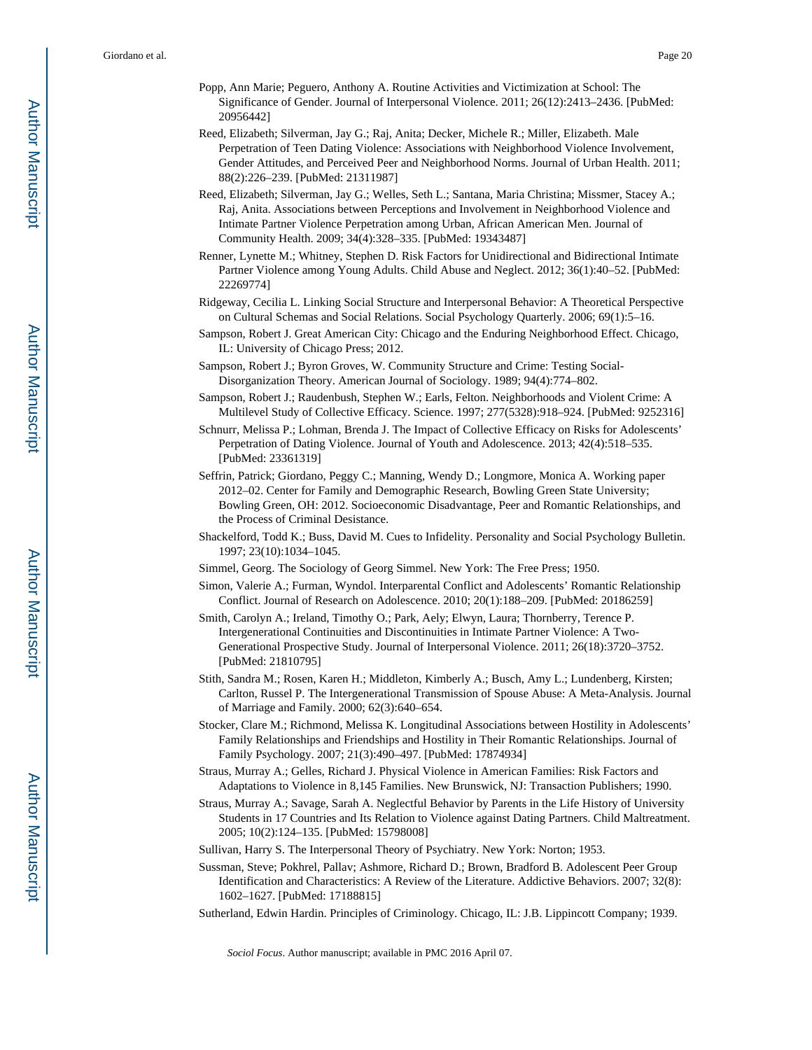Popp, Ann Marie; Peguero, Anthony A. Routine Activities and Victimization at School: The Significance of Gender. Journal of Interpersonal Violence. 2011; 26(12):2413–2436. [PubMed: 20956442]

Reed, Elizabeth; Silverman, Jay G.; Raj, Anita; Decker, Michele R.; Miller, Elizabeth. Male Perpetration of Teen Dating Violence: Associations with Neighborhood Violence Involvement, Gender Attitudes, and Perceived Peer and Neighborhood Norms. Journal of Urban Health. 2011; 88(2):226–239. [PubMed: 21311987]

Reed, Elizabeth; Silverman, Jay G.; Welles, Seth L.; Santana, Maria Christina; Missmer, Stacey A.; Raj, Anita. Associations between Perceptions and Involvement in Neighborhood Violence and Intimate Partner Violence Perpetration among Urban, African American Men. Journal of Community Health. 2009; 34(4):328–335. [PubMed: 19343487]

Renner, Lynette M.; Whitney, Stephen D. Risk Factors for Unidirectional and Bidirectional Intimate Partner Violence among Young Adults. Child Abuse and Neglect. 2012; 36(1):40–52. [PubMed: 22269774]

Ridgeway, Cecilia L. Linking Social Structure and Interpersonal Behavior: A Theoretical Perspective on Cultural Schemas and Social Relations. Social Psychology Quarterly. 2006; 69(1):5–16.

Sampson, Robert J. Great American City: Chicago and the Enduring Neighborhood Effect. Chicago, IL: University of Chicago Press; 2012.

Sampson, Robert J.; Byron Groves, W. Community Structure and Crime: Testing Social-Disorganization Theory. American Journal of Sociology. 1989; 94(4):774–802.

Sampson, Robert J.; Raudenbush, Stephen W.; Earls, Felton. Neighborhoods and Violent Crime: A Multilevel Study of Collective Efficacy. Science. 1997; 277(5328):918–924. [PubMed: 9252316]

Schnurr, Melissa P.; Lohman, Brenda J. The Impact of Collective Efficacy on Risks for Adolescents' Perpetration of Dating Violence. Journal of Youth and Adolescence. 2013; 42(4):518–535. [PubMed: 23361319]

Seffrin, Patrick; Giordano, Peggy C.; Manning, Wendy D.; Longmore, Monica A. Working paper 2012–02. Center for Family and Demographic Research, Bowling Green State University; Bowling Green, OH: 2012. Socioeconomic Disadvantage, Peer and Romantic Relationships, and the Process of Criminal Desistance.

Shackelford, Todd K.; Buss, David M. Cues to Infidelity. Personality and Social Psychology Bulletin. 1997; 23(10):1034–1045.

Simmel, Georg. The Sociology of Georg Simmel. New York: The Free Press; 1950.

Simon, Valerie A.; Furman, Wyndol. Interparental Conflict and Adolescents' Romantic Relationship Conflict. Journal of Research on Adolescence. 2010; 20(1):188–209. [PubMed: 20186259]

Smith, Carolyn A.; Ireland, Timothy O.; Park, Aely; Elwyn, Laura; Thornberry, Terence P. Intergenerational Continuities and Discontinuities in Intimate Partner Violence: A Two-Generational Prospective Study. Journal of Interpersonal Violence. 2011; 26(18):3720–3752. [PubMed: 21810795]

Stith, Sandra M.; Rosen, Karen H.; Middleton, Kimberly A.; Busch, Amy L.; Lundenberg, Kirsten; Carlton, Russel P. The Intergenerational Transmission of Spouse Abuse: A Meta-Analysis. Journal of Marriage and Family. 2000; 62(3):640–654.

Stocker, Clare M.; Richmond, Melissa K. Longitudinal Associations between Hostility in Adolescents' Family Relationships and Friendships and Hostility in Their Romantic Relationships. Journal of Family Psychology. 2007; 21(3):490–497. [PubMed: 17874934]

Straus, Murray A.; Gelles, Richard J. Physical Violence in American Families: Risk Factors and Adaptations to Violence in 8,145 Families. New Brunswick, NJ: Transaction Publishers; 1990.

Straus, Murray A.; Savage, Sarah A. Neglectful Behavior by Parents in the Life History of University Students in 17 Countries and Its Relation to Violence against Dating Partners. Child Maltreatment. 2005; 10(2):124–135. [PubMed: 15798008]

Sullivan, Harry S. The Interpersonal Theory of Psychiatry. New York: Norton; 1953.

Sussman, Steve; Pokhrel, Pallav; Ashmore, Richard D.; Brown, Bradford B. Adolescent Peer Group Identification and Characteristics: A Review of the Literature. Addictive Behaviors. 2007; 32(8): 1602–1627. [PubMed: 17188815]

Sutherland, Edwin Hardin. Principles of Criminology. Chicago, IL: J.B. Lippincott Company; 1939.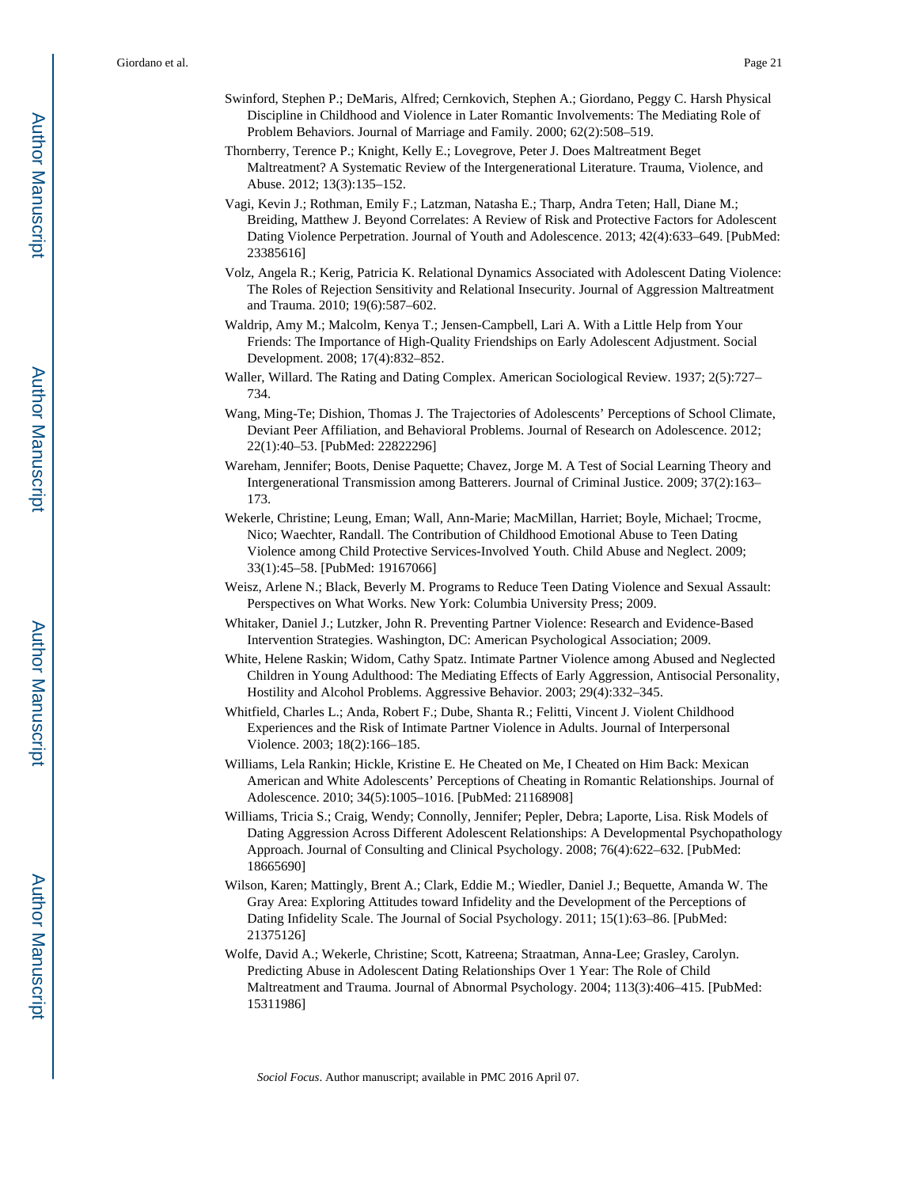Swinford, Stephen P.; DeMaris, Alfred; Cernkovich, Stephen A.; Giordano, Peggy C. Harsh Physical Discipline in Childhood and Violence in Later Romantic Involvements: The Mediating Role of Problem Behaviors. Journal of Marriage and Family. 2000; 62(2):508–519.

Thornberry, Terence P.; Knight, Kelly E.; Lovegrove, Peter J. Does Maltreatment Beget Maltreatment? A Systematic Review of the Intergenerational Literature. Trauma, Violence, and Abuse. 2012; 13(3):135–152.

Vagi, Kevin J.; Rothman, Emily F.; Latzman, Natasha E.; Tharp, Andra Teten; Hall, Diane M.; Breiding, Matthew J. Beyond Correlates: A Review of Risk and Protective Factors for Adolescent Dating Violence Perpetration. Journal of Youth and Adolescence. 2013; 42(4):633–649. [PubMed: 23385616]

Volz, Angela R.; Kerig, Patricia K. Relational Dynamics Associated with Adolescent Dating Violence: The Roles of Rejection Sensitivity and Relational Insecurity. Journal of Aggression Maltreatment and Trauma. 2010; 19(6):587–602.

Waldrip, Amy M.; Malcolm, Kenya T.; Jensen-Campbell, Lari A. With a Little Help from Your Friends: The Importance of High-Quality Friendships on Early Adolescent Adjustment. Social Development. 2008; 17(4):832–852.

Waller, Willard. The Rating and Dating Complex. American Sociological Review. 1937; 2(5):727–734.

Wang, Ming-Te; Dishion, Thomas J. The Trajectories of Adolescents' Perceptions of School Climate, Deviant Peer Affiliation, and Behavioral Problems. Journal of Research on Adolescence. 2012; 22(1):40–53. [PubMed: 22822296]

Wareham, Jennifer; Boots, Denise Paquette; Chavez, Jorge M. A Test of Social Learning Theory and Intergenerational Transmission among Batterers. Journal of Criminal Justice. 2009; 37(2):163–173.

Wekerle, Christine; Leung, Eman; Wall, Ann-Marie; MacMillan, Harriet; Boyle, Michael; Trocme, Nico; Waechter, Randall. The Contribution of Childhood Emotional Abuse to Teen Dating Violence among Child Protective Services-Involved Youth. Child Abuse and Neglect. 2009; 33(1):45–58. [PubMed: 19167066]

Weisz, Arlene N.; Black, Beverly M. Programs to Reduce Teen Dating Violence and Sexual Assault: Perspectives on What Works. New York: Columbia University Press; 2009.

Whitaker, Daniel J.; Lutzker, John R. Preventing Partner Violence: Research and Evidence-Based Intervention Strategies. Washington, DC: American Psychological Association; 2009.

White, Helene Raskin; Widom, Cathy Spatz. Intimate Partner Violence among Abused and Neglected Children in Young Adulthood: The Mediating Effects of Early Aggression, Antisocial Personality, Hostility and Alcohol Problems. Aggressive Behavior. 2003; 29(4):332–345.

Whitfield, Charles L.; Anda, Robert F.; Dube, Shanta R.; Felitti, Vincent J. Violent Childhood Experiences and the Risk of Intimate Partner Violence in Adults. Journal of Interpersonal Violence. 2003; 18(2):166–185.

Williams, Lela Rankin; Hickle, Kristine E. He Cheated on Me, I Cheated on Him Back: Mexican American and White Adolescents' Perceptions of Cheating in Romantic Relationships. Journal of Adolescence. 2010; 34(5):1005–1016. [PubMed: 21168908]

Williams, Tricia S.; Craig, Wendy; Connolly, Jennifer; Pepler, Debra; Laporte, Lisa. Risk Models of Dating Aggression Across Different Adolescent Relationships: A Developmental Psychopathology Approach. Journal of Consulting and Clinical Psychology. 2008; 76(4):622–632. [PubMed: 18665690]

Wilson, Karen; Mattingly, Brent A.; Clark, Eddie M.; Wiedler, Daniel J.; Bequette, Amanda W. The Gray Area: Exploring Attitudes toward Infidelity and the Development of the Perceptions of Dating Infidelity Scale. The Journal of Social Psychology. 2011; 15(1):63–86. [PubMed: 21375126]

Wolfe, David A.; Wekerle, Christine; Scott, Katreena; Straatman, Anna-Lee; Grasley, Carolyn. Predicting Abuse in Adolescent Dating Relationships Over 1 Year: The Role of Child Maltreatment and Trauma. Journal of Abnormal Psychology. 2004; 113(3):406–415. [PubMed: 15311986]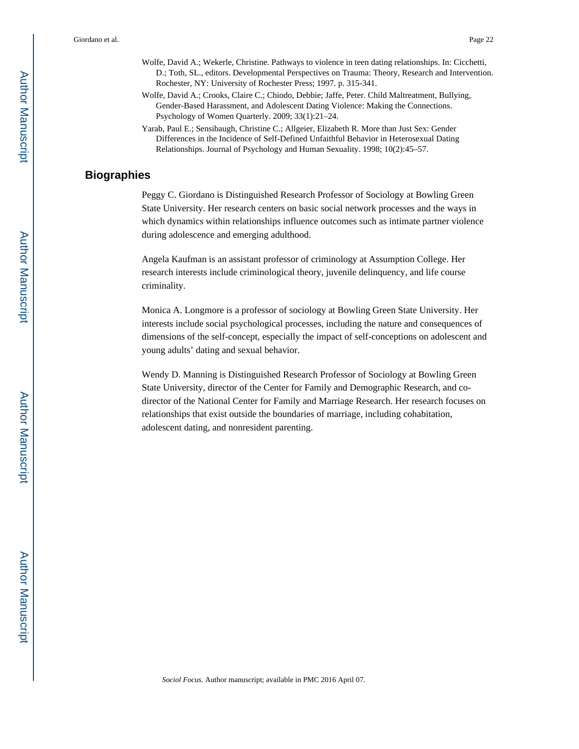Wolfe, David A.; Wekerle, Christine. Pathways to violence in teen dating relationships. In: Cicchetti, D.; Toth, SL., editors. Developmental Perspectives on Trauma: Theory, Research and Intervention. Rochester, NY: University of Rochester Press; 1997. p. 315-341.

Wolfe, David A.; Crooks, Claire C.; Chiodo, Debbie; Jaffe, Peter. Child Maltreatment, Bullying, Gender-Based Harassment, and Adolescent Dating Violence: Making the Connections. Psychology of Women Quarterly. 2009; 33(1):21–24.

Yarab, Paul E.; Sensibaugh, Christine C.; Allgeier, Elizabeth R. More than Just Sex: Gender Differences in the Incidence of Self-Defined Unfaithful Behavior in Heterosexual Dating Relationships. Journal of Psychology and Human Sexuality. 1998; 10(2):45–57.

## Biographies

Peggy C. Giordano is Distinguished Research Professor of Sociology at Bowling Green State University. Her research centers on basic social network processes and the ways in which dynamics within relationships influence outcomes such as intimate partner violence during adolescence and emerging adulthood.

Angela Kaufman is an assistant professor of criminology at Assumption College. Her research interests include criminological theory, juvenile delinquency, and life course criminality.

Monica A. Longmore is a professor of sociology at Bowling Green State University. Her interests include social psychological processes, including the nature and consequences of dimensions of the self-concept, especially the impact of self-conceptions on adolescent and young adults' dating and sexual behavior.

Wendy D. Manning is Distinguished Research Professor of Sociology at Bowling Green State University, director of the Center for Family and Demographic Research, and co-director of the National Center for Family and Marriage Research. Her research focuses on relationships that exist outside the boundaries of marriage, including cohabitation, adolescent dating, and nonresident parenting.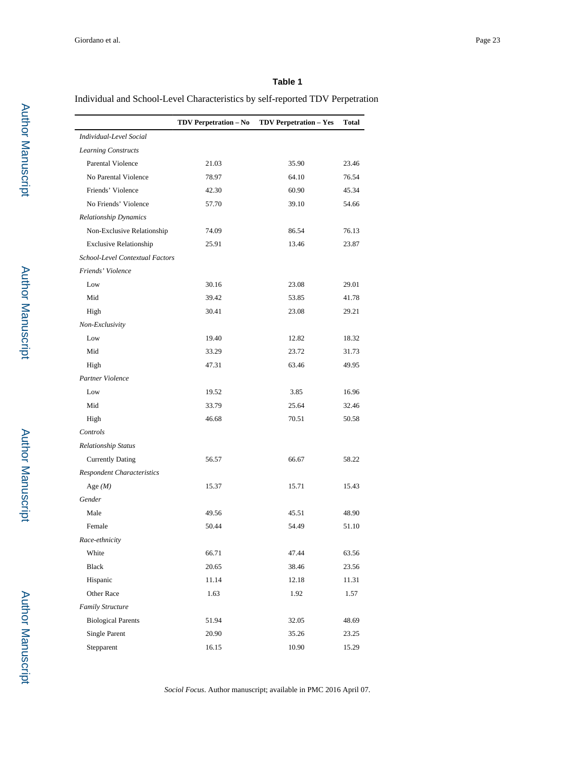**Table 1**

Individual and School-Level Characteristics by self-reported TDV Perpetration

| | TDV Perpetration – No | TDV Perpetration – Yes | Total |
|---|---|---|---|
| *Individual-Level Social* | | | |
| *Learning Constructs* | | | |
| Parental Violence | 21.03 | 35.90 | 23.46 |
| No Parental Violence | 78.97 | 64.10 | 76.54 |
| Friends' Violence | 42.30 | 60.90 | 45.34 |
| No Friends' Violence | 57.70 | 39.10 | 54.66 |
| *Relationship Dynamics* | | | |
| Non-Exclusive Relationship | 74.09 | 86.54 | 76.13 |
| Exclusive Relationship | 25.91 | 13.46 | 23.87 |
| *School-Level Contextual Factors* | | | |
| *Friends' Violence* | | | |
| Low | 30.16 | 23.08 | 29.01 |
| Mid | 39.42 | 53.85 | 41.78 |
| High | 30.41 | 23.08 | 29.21 |
| *Non-Exclusivity* | | | |
| Low | 19.40 | 12.82 | 18.32 |
| Mid | 33.29 | 23.72 | 31.73 |
| High | 47.31 | 63.46 | 49.95 |
| *Partner Violence* | | | |
| Low | 19.52 | 3.85 | 16.96 |
| Mid | 33.79 | 25.64 | 32.46 |
| High | 46.68 | 70.51 | 50.58 |
| *Controls* | | | |
| *Relationship Status* | | | |
| Currently Dating | 56.57 | 66.67 | 58.22 |
| *Respondent Characteristics* | | | |
| Age *(M)* | 15.37 | 15.71 | 15.43 |
| *Gender* | | | |
| Male | 49.56 | 45.51 | 48.90 |
| Female | 50.44 | 54.49 | 51.10 |
| *Race-ethnicity* | | | |
| White | 66.71 | 47.44 | 63.56 |
| Black | 20.65 | 38.46 | 23.56 |
| Hispanic | 11.14 | 12.18 | 11.31 |
| Other Race | 1.63 | 1.92 | 1.57 |
| *Family Structure* | | | |
| Biological Parents | 51.94 | 32.05 | 48.69 |
| Single Parent | 20.90 | 35.26 | 23.25 |
| Stepparent | 16.15 | 10.90 | 15.29 |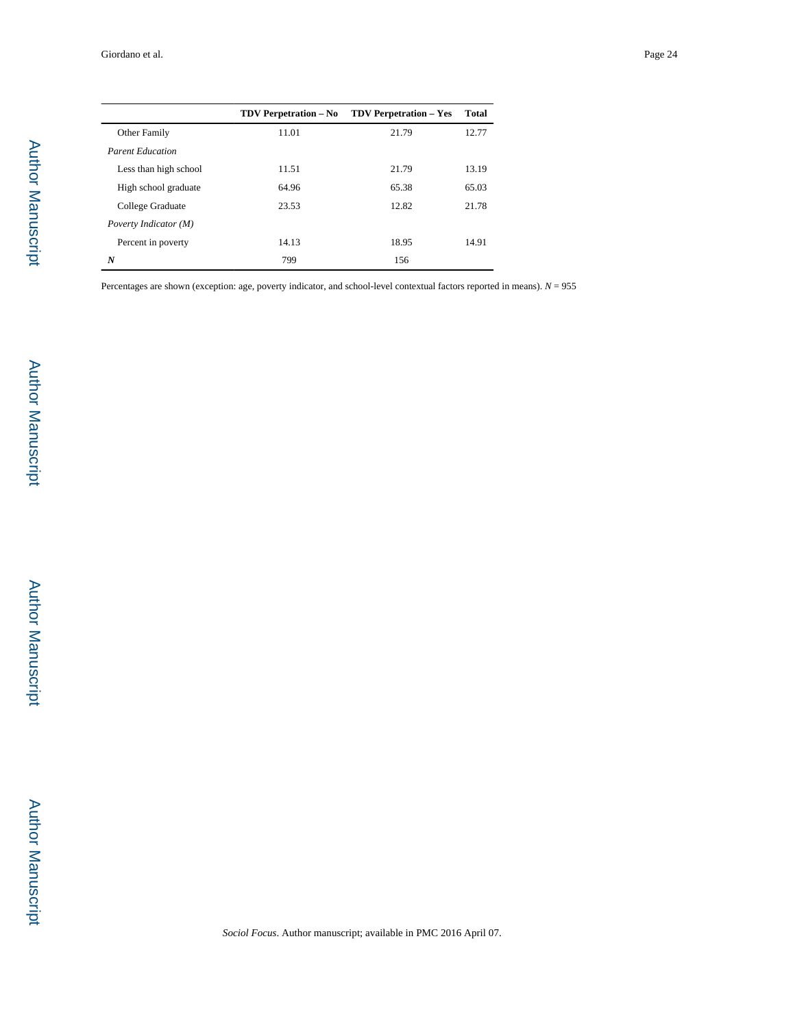| | TDV Perpetration – No | TDV Perpetration – Yes | Total |
|---|---|---|---|
| Other Family | 11.01 | 21.79 | 12.77 |
| *Parent Education* | | | |
| Less than high school | 11.51 | 21.79 | 13.19 |
| High school graduate | 64.96 | 65.38 | 65.03 |
| College Graduate | 23.53 | 12.82 | 21.78 |
| *Poverty Indicator (M)* | | | |
| Percent in poverty | 14.13 | 18.95 | 14.91 |
| ***N*** | 799 | 156 | |

Percentages are shown (exception: age, poverty indicator, and school-level contextual factors reported in means). $N = 955$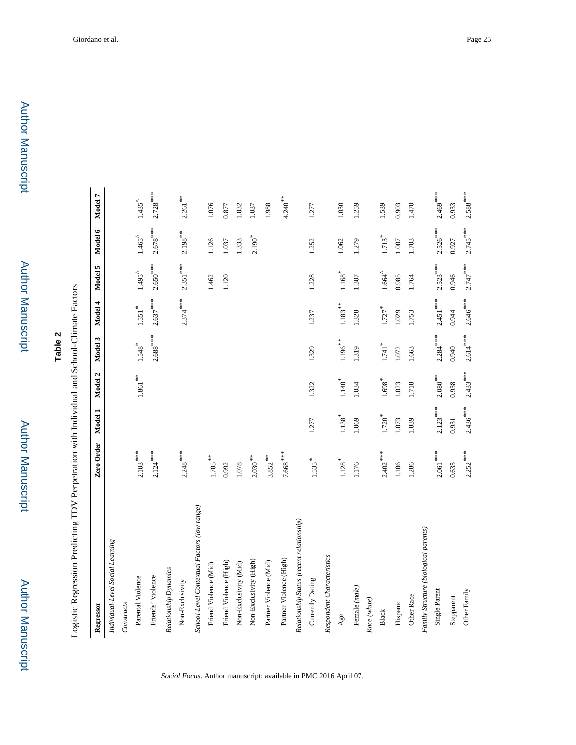## Table 2

Logistic Regression Predicting TDV Perpetration with Individual and School-Climate Factors

| Regressor | Zero Order | Model 1 | Model 2 | Model 3 | Model 4 | Model 5 | Model 6 | Model 7 |
|---|---|---|---|---|---|---|---|---|
| *Individual-Level Social Learning* | | | | | | | | |
| *Constructs* | | | | | | | | |
| Parental Violence | 2.103*** | | 1.861** | 1.548* | 1.551* | 1.495^ | 1.465^ | 1.435^ |
| Friends' Violence | 2.124*** | | | 2.688*** | 2.637*** | 2.650*** | 2.678*** | 2.728*** |
| *Relationship Dynamics* | | | | | | | | |
| Non-Exclusivity | 2.248*** | | | | 2.374*** | 2.351*** | 2.198** | 2.261** |
| *School-Level Contextual Factors (low range)* | | | | | | | | |
| Friend Violence (Mid) | 1.785** | | | | | 1.462 | 1.126 | 1.076 |
| Friend Violence (High) | 0.992 | | | | | 1.120 | 1.037 | 0.877 |
| Non-Exclusivity (Mid) | 1.078 | | | | | | 1.333 | 1.032 |
| Non-Exclusivity (High) | 2.030** | | | | | | 2.190* | 1.037 |
| Partner Violence (Mid) | 3.852** | | | | | | | 1.988 |
| Partner Violence (High) | 7.668*** | | | | | | | 4.240** |
| *Relationship Status (recent relationship)* | | | | | | | | |
| Currently Dating | 1.535* | 1.277 | 1.322 | 1.329 | 1.237 | 1.228 | 1.252 | 1.277 |
| *Respondent Characteristics* | | | | | | | | |
| Age | 1.128* | 1.138* | 1.140* | 1.196** | 1.183** | 1.168* | 1.062 | 1.030 |
| Female *(male)* | 1.176 | 1.069 | 1.034 | 1.319 | 1.328 | 1.307 | 1.279 | 1.259 |
| *Race (white)* | | | | | | | | |
| Black | 2.402*** | 1.720* | 1.698* | 1.741* | 1.727* | 1.664^ | 1.713* | 1.539 |
| Hispanic | 1.106 | 1.073 | 1.023 | 1.072 | 1.029 | 0.985 | 1.007 | 0.903 |
| Other Race | 1.286 | 1.839 | 1.718 | 1.663 | 1.753 | 1.764 | 1.703 | 1.470 |
| *Family Structure (biological parents)* | | | | | | | | |
| Single Parent | 2.061*** | 2.123*** | 2.080** | 2.284*** | 2.451*** | 2.523*** | 2.526*** | 2.469*** |
| Stepparent | 0.635 | 0.931 | 0.938 | 0.940 | 0.944 | 0.946 | 0.927 | 0.933 |
| Other Family | 2.252*** | 2.436*** | 2.433*** | 2.614*** | 2.646*** | 2.747*** | 2.745*** | 2.588*** |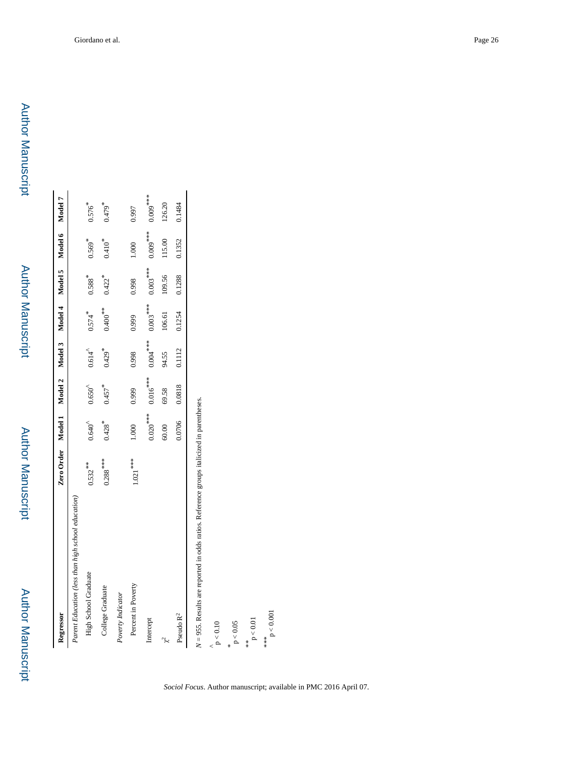| Regressor | Zero Order | Model 1 | Model 2 | Model 3 | Model 4 | Model 5 | Model 6 | Model 7 |
|---|---|---|---|---|---|---|---|---|
| *Parent Education (less than high school education)* | | | | | | | | |
| High School Graduate | 0.532** | 0.640^ | 0.650^ | 0.614^ | 0.574* | 0.588* | 0.569* | 0.576* |
| College Graduate | 0.288*** | 0.428* | 0.457* | 0.429* | 0.400** | 0.422* | 0.410* | 0.479* |
| *Poverty Indicator* | | | | | | | | |
| Percent in Poverty | 1.021*** | 1.000 | 0.999 | 0.998 | 0.999 | 0.998 | 1.000 | 0.997 |
| Intercept | | 0.020*** | 0.016*** | 0.004*** | 0.003*** | 0.003*** | 0.009*** | 0.009*** |
| $\chi^2$ | | 60.00 | 69.58 | 94.55 | 106.61 | 109.56 | 115.00 | 126.20 |
| Pseudo $R^2$ | | 0.0706 | 0.0818 | 0.1112 | 0.1254 | 0.1288 | 0.1352 | 0.1484 |

*N* = 955. Results are reported in odds ratios. Reference groups italicized in parentheses.

^ $p < 0.10$

\* $p < 0.05$

\** $p < 0.01$

\*** $p < 0.001$